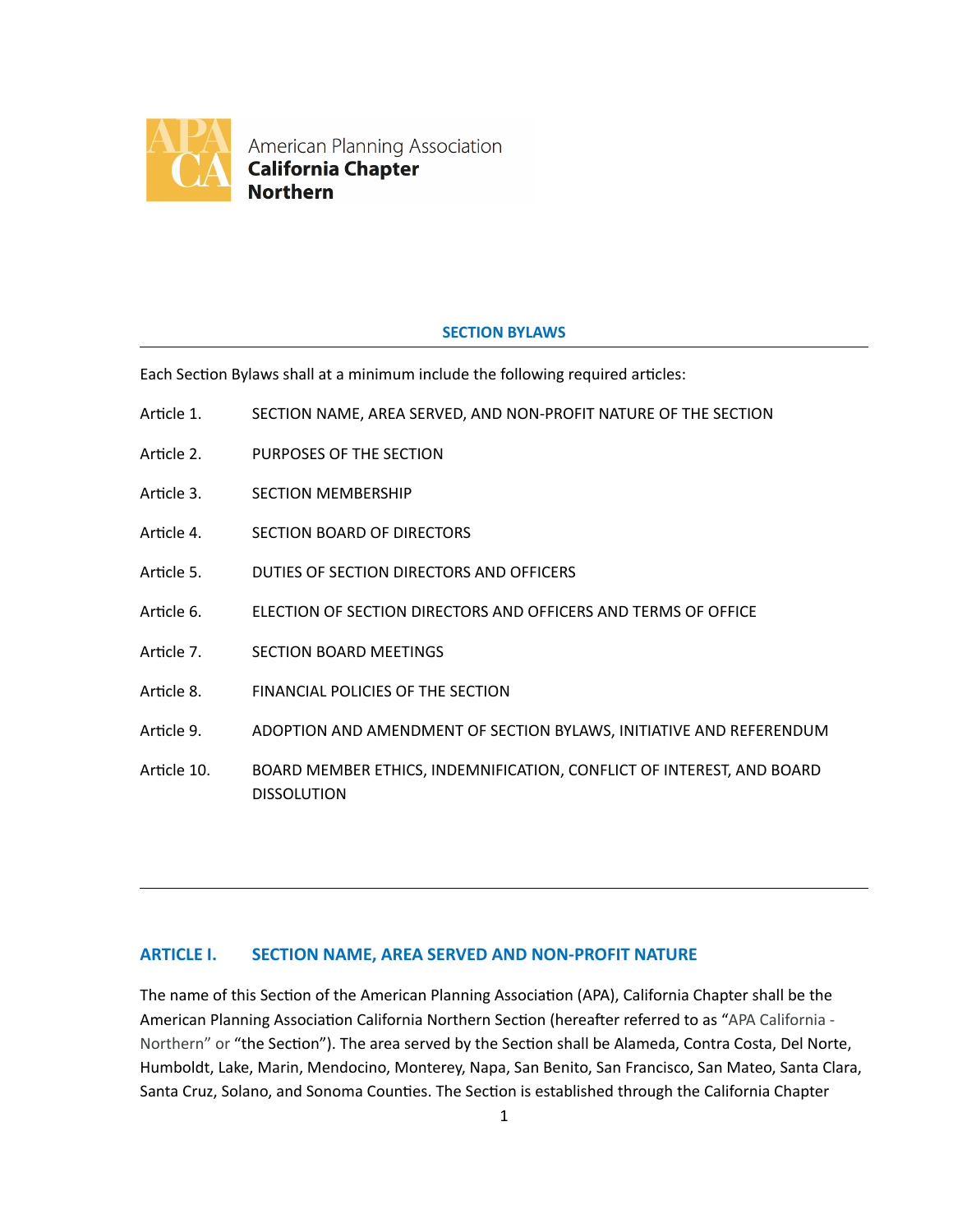American Planning Association
**California Chapter**
**Northern**

## SECTION BYLAWS

Each Section Bylaws shall at a minimum include the following required articles:

Article 1. SECTION NAME, AREA SERVED, AND NON-PROFIT NATURE OF THE SECTION

Article 2. PURPOSES OF THE SECTION

Article 3. SECTION MEMBERSHIP

Article 4. SECTION BOARD OF DIRECTORS

Article 5. DUTIES OF SECTION DIRECTORS AND OFFICERS

Article 6. ELECTION OF SECTION DIRECTORS AND OFFICERS AND TERMS OF OFFICE

Article 7. SECTION BOARD MEETINGS

Article 8. FINANCIAL POLICIES OF THE SECTION

Article 9. ADOPTION AND AMENDMENT OF SECTION BYLAWS, INITIATIVE AND REFERENDUM

Article 10. BOARD MEMBER ETHICS, INDEMNIFICATION, CONFLICT OF INTEREST, AND BOARD DISSOLUTION

---

## ARTICLE I. SECTION NAME, AREA SERVED AND NON-PROFIT NATURE

The name of this Section of the American Planning Association (APA), California Chapter shall be the American Planning Association California Northern Section (hereafter referred to as "APA California - Northern" or "the Section"). The area served by the Section shall be Alameda, Contra Costa, Del Norte, Humboldt, Lake, Marin, Mendocino, Monterey, Napa, San Benito, San Francisco, San Mateo, Santa Clara, Santa Cruz, Solano, and Sonoma Counties. The Section is established through the California Chapter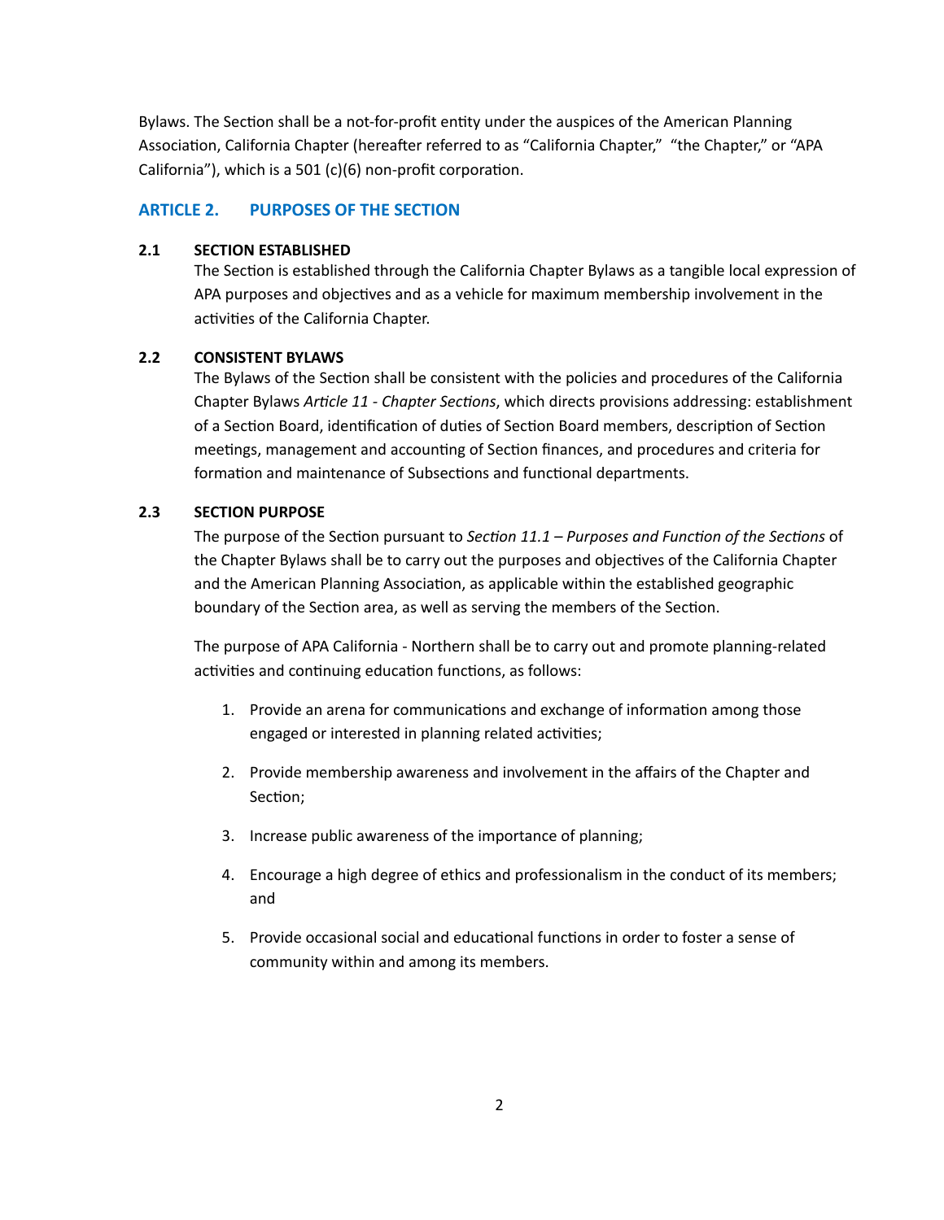Bylaws. The Section shall be a not-for-profit entity under the auspices of the American Planning Association, California Chapter (hereafter referred to as "California Chapter," "the Chapter," or "APA California"), which is a 501 (c)(6) non-profit corporation.

## ARTICLE 2. PURPOSES OF THE SECTION

### 2.1 SECTION ESTABLISHED

The Section is established through the California Chapter Bylaws as a tangible local expression of APA purposes and objectives and as a vehicle for maximum membership involvement in the activities of the California Chapter.

### 2.2 CONSISTENT BYLAWS

The Bylaws of the Section shall be consistent with the policies and procedures of the California Chapter Bylaws *Article 11 - Chapter Sections*, which directs provisions addressing: establishment of a Section Board, identification of duties of Section Board members, description of Section meetings, management and accounting of Section finances, and procedures and criteria for formation and maintenance of Subsections and functional departments.

### 2.3 SECTION PURPOSE

The purpose of the Section pursuant to *Section 11.1 – Purposes and Function of the Sections* of the Chapter Bylaws shall be to carry out the purposes and objectives of the California Chapter and the American Planning Association, as applicable within the established geographic boundary of the Section area, as well as serving the members of the Section.

The purpose of APA California - Northern shall be to carry out and promote planning-related activities and continuing education functions, as follows:

1. Provide an arena for communications and exchange of information among those engaged or interested in planning related activities;
2. Provide membership awareness and involvement in the affairs of the Chapter and Section;
3. Increase public awareness of the importance of planning;
4. Encourage a high degree of ethics and professionalism in the conduct of its members; and
5. Provide occasional social and educational functions in order to foster a sense of community within and among its members.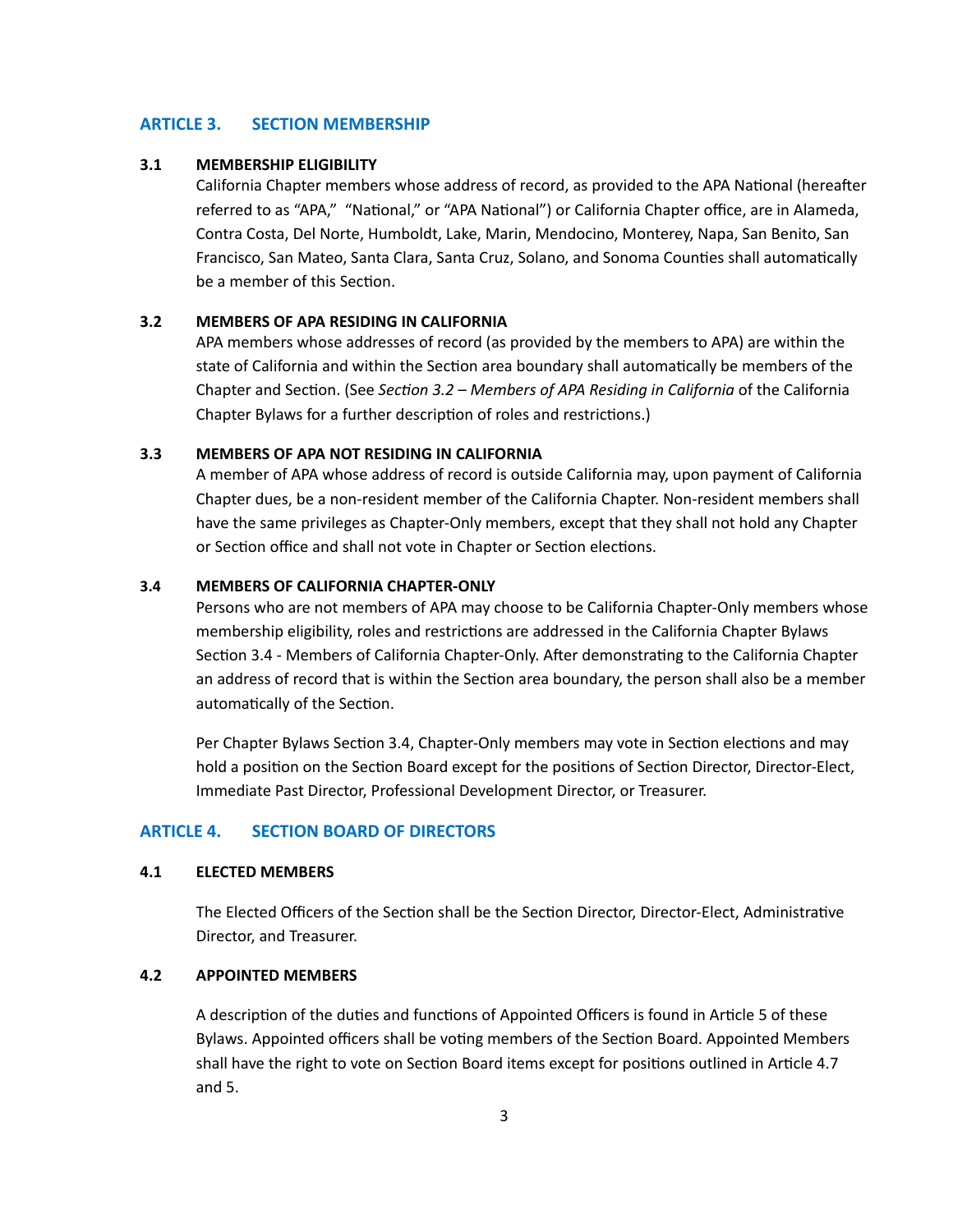## ARTICLE 3. SECTION MEMBERSHIP

### 3.1 MEMBERSHIP ELIGIBILITY

California Chapter members whose address of record, as provided to the APA National (hereafter referred to as "APA," "National," or "APA National") or California Chapter office, are in Alameda, Contra Costa, Del Norte, Humboldt, Lake, Marin, Mendocino, Monterey, Napa, San Benito, San Francisco, San Mateo, Santa Clara, Santa Cruz, Solano, and Sonoma Counties shall automatically be a member of this Section.

### 3.2 MEMBERS OF APA RESIDING IN CALIFORNIA

APA members whose addresses of record (as provided by the members to APA) are within the state of California and within the Section area boundary shall automatically be members of the Chapter and Section. (See *Section 3.2 – Members of APA Residing in California* of the California Chapter Bylaws for a further description of roles and restrictions.)

### 3.3 MEMBERS OF APA NOT RESIDING IN CALIFORNIA

A member of APA whose address of record is outside California may, upon payment of California Chapter dues, be a non-resident member of the California Chapter. Non-resident members shall have the same privileges as Chapter-Only members, except that they shall not hold any Chapter or Section office and shall not vote in Chapter or Section elections.

### 3.4 MEMBERS OF CALIFORNIA CHAPTER-ONLY

Persons who are not members of APA may choose to be California Chapter-Only members whose membership eligibility, roles and restrictions are addressed in the California Chapter Bylaws Section 3.4 - Members of California Chapter-Only. After demonstrating to the California Chapter an address of record that is within the Section area boundary, the person shall also be a member automatically of the Section.

Per Chapter Bylaws Section 3.4, Chapter-Only members may vote in Section elections and may hold a position on the Section Board except for the positions of Section Director, Director-Elect, Immediate Past Director, Professional Development Director, or Treasurer.

## ARTICLE 4. SECTION BOARD OF DIRECTORS

### 4.1 ELECTED MEMBERS

The Elected Officers of the Section shall be the Section Director, Director-Elect, Administrative Director, and Treasurer.

### 4.2 APPOINTED MEMBERS

A description of the duties and functions of Appointed Officers is found in Article 5 of these Bylaws. Appointed officers shall be voting members of the Section Board. Appointed Members shall have the right to vote on Section Board items except for positions outlined in Article 4.7 and 5.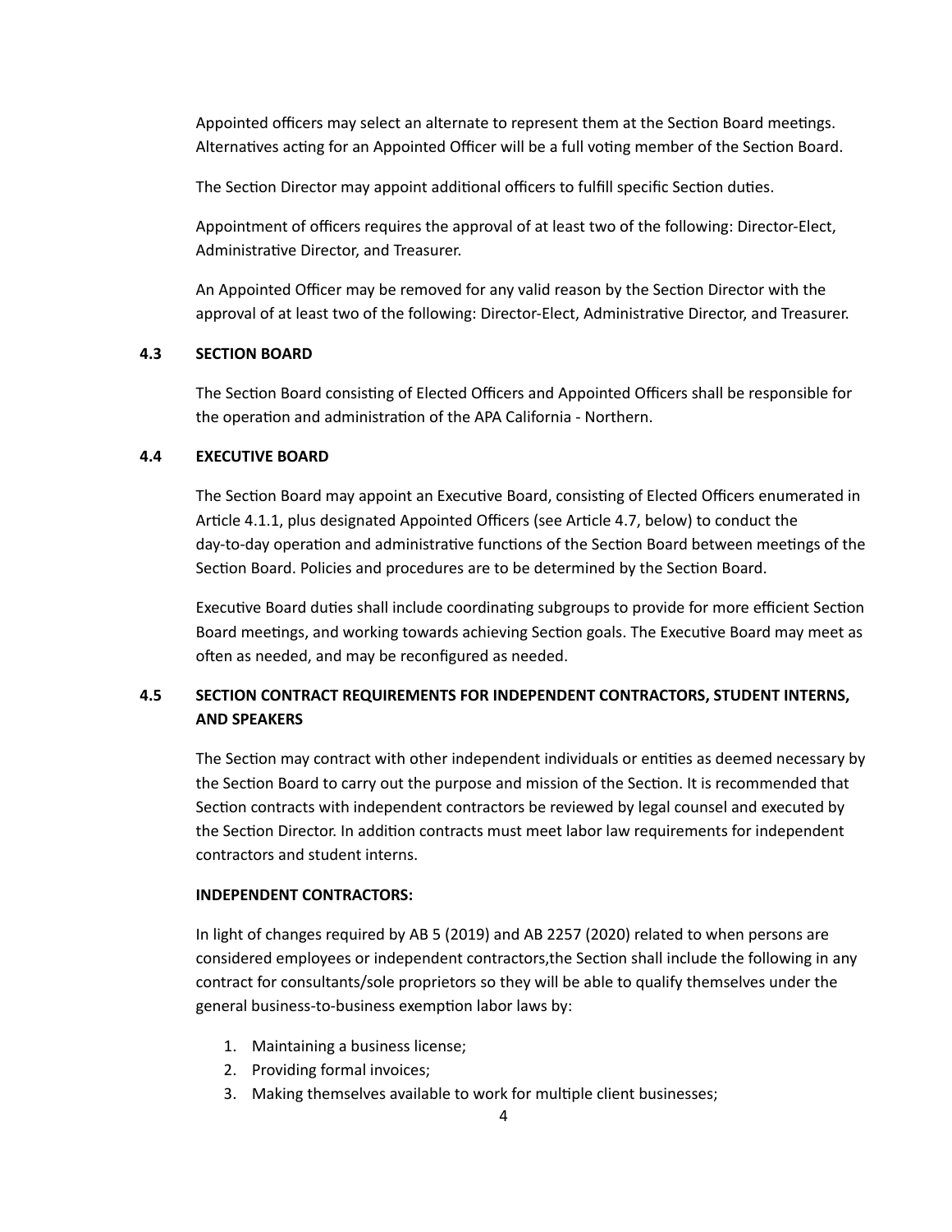Appointed officers may select an alternate to represent them at the Section Board meetings. Alternatives acting for an Appointed Officer will be a full voting member of the Section Board.

The Section Director may appoint additional officers to fulfill specific Section duties.

Appointment of officers requires the approval of at least two of the following: Director-Elect, Administrative Director, and Treasurer.

An Appointed Officer may be removed for any valid reason by the Section Director with the approval of at least two of the following: Director-Elect, Administrative Director, and Treasurer.

### 4.3 SECTION BOARD

The Section Board consisting of Elected Officers and Appointed Officers shall be responsible for the operation and administration of the APA California - Northern.

### 4.4 EXECUTIVE BOARD

The Section Board may appoint an Executive Board, consisting of Elected Officers enumerated in Article 4.1.1, plus designated Appointed Officers (see Article 4.7, below) to conduct the day-to-day operation and administrative functions of the Section Board between meetings of the Section Board. Policies and procedures are to be determined by the Section Board.

Executive Board duties shall include coordinating subgroups to provide for more efficient Section Board meetings, and working towards achieving Section goals. The Executive Board may meet as often as needed, and may be reconfigured as needed.

### 4.5 SECTION CONTRACT REQUIREMENTS FOR INDEPENDENT CONTRACTORS, STUDENT INTERNS, AND SPEAKERS

The Section may contract with other independent individuals or entities as deemed necessary by the Section Board to carry out the purpose and mission of the Section. It is recommended that Section contracts with independent contractors be reviewed by legal counsel and executed by the Section Director. In addition contracts must meet labor law requirements for independent contractors and student interns.

**INDEPENDENT CONTRACTORS:**

In light of changes required by AB 5 (2019) and AB 2257 (2020) related to when persons are considered employees or independent contractors,the Section shall include the following in any contract for consultants/sole proprietors so they will be able to qualify themselves under the general business-to-business exemption labor laws by:

1. Maintaining a business license;
2. Providing formal invoices;
3. Making themselves available to work for multiple client businesses;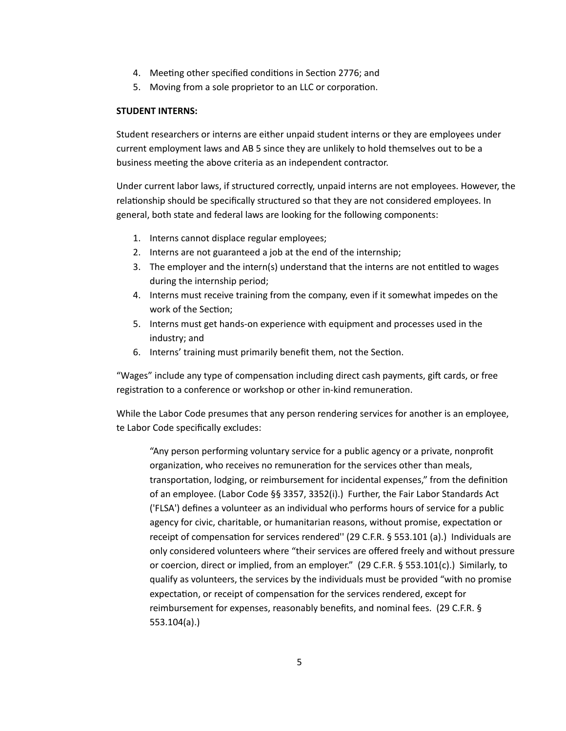4. Meeting other specified conditions in Section 2776; and
5. Moving from a sole proprietor to an LLC or corporation.

**STUDENT INTERNS:**

Student researchers or interns are either unpaid student interns or they are employees under current employment laws and AB 5 since they are unlikely to hold themselves out to be a business meeting the above criteria as an independent contractor.

Under current labor laws, if structured correctly, unpaid interns are not employees. However, the relationship should be specifically structured so that they are not considered employees. In general, both state and federal laws are looking for the following components:

1. Interns cannot displace regular employees;
2. Interns are not guaranteed a job at the end of the internship;
3. The employer and the intern(s) understand that the interns are not entitled to wages during the internship period;
4. Interns must receive training from the company, even if it somewhat impedes on the work of the Section;
5. Interns must get hands-on experience with equipment and processes used in the industry; and
6. Interns' training must primarily benefit them, not the Section.

"Wages" include any type of compensation including direct cash payments, gift cards, or free registration to a conference or workshop or other in-kind remuneration.

While the Labor Code presumes that any person rendering services for another is an employee, te Labor Code specifically excludes:

> "Any person performing voluntary service for a public agency or a private, nonprofit organization, who receives no remuneration for the services other than meals, transportation, lodging, or reimbursement for incidental expenses," from the definition of an employee. (Labor Code §§ 3357, 3352(i).) Further, the Fair Labor Standards Act ('FLSA') defines a volunteer as an individual who performs hours of service for a public agency for civic, charitable, or humanitarian reasons, without promise, expectation or receipt of compensation for services rendered'' (29 C.F.R. § 553.101 (a).) Individuals are only considered volunteers where "their services are offered freely and without pressure or coercion, direct or implied, from an employer." (29 C.F.R. § 553.101(c).) Similarly, to qualify as volunteers, the services by the individuals must be provided "with no promise expectation, or receipt of compensation for the services rendered, except for reimbursement for expenses, reasonably benefits, and nominal fees. (29 C.F.R. § 553.104(a).)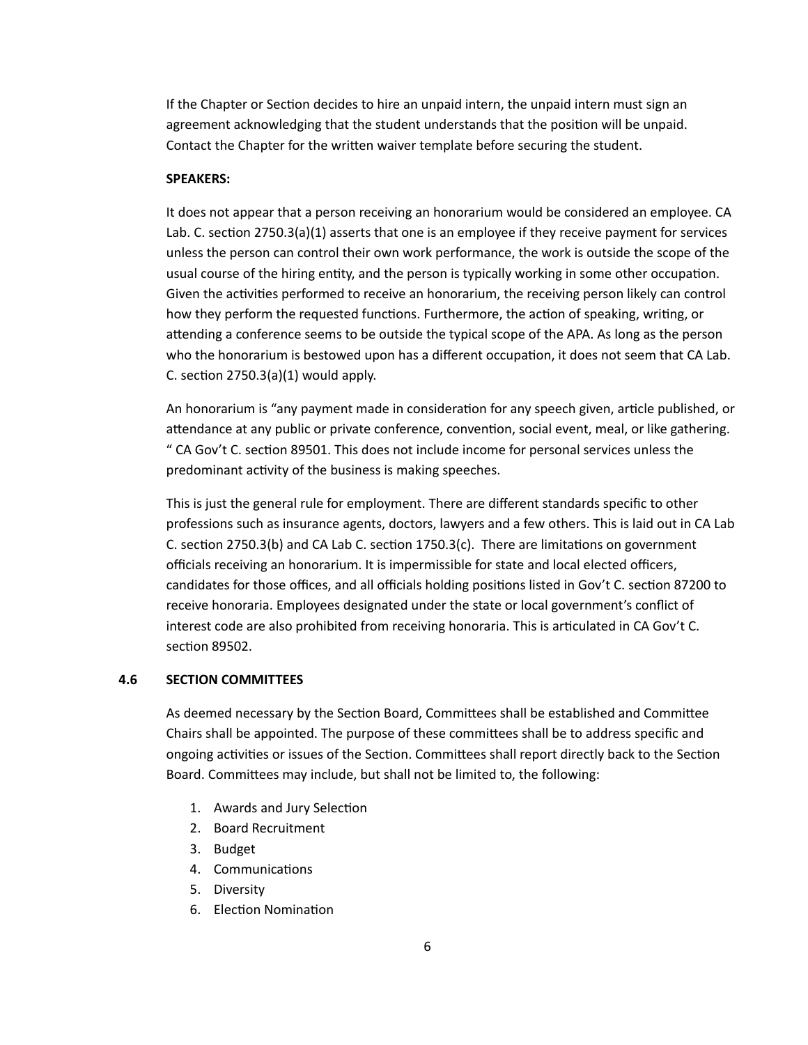If the Chapter or Section decides to hire an unpaid intern, the unpaid intern must sign an agreement acknowledging that the student understands that the position will be unpaid. Contact the Chapter for the written waiver template before securing the student.

**SPEAKERS:**

It does not appear that a person receiving an honorarium would be considered an employee. CA Lab. C. section 2750.3(a)(1) asserts that one is an employee if they receive payment for services unless the person can control their own work performance, the work is outside the scope of the usual course of the hiring entity, and the person is typically working in some other occupation. Given the activities performed to receive an honorarium, the receiving person likely can control how they perform the requested functions. Furthermore, the action of speaking, writing, or attending a conference seems to be outside the typical scope of the APA. As long as the person who the honorarium is bestowed upon has a different occupation, it does not seem that CA Lab. C. section 2750.3(a)(1) would apply.

An honorarium is "any payment made in consideration for any speech given, article published, or attendance at any public or private conference, convention, social event, meal, or like gathering. " CA Gov't C. section 89501. This does not include income for personal services unless the predominant activity of the business is making speeches.

This is just the general rule for employment. There are different standards specific to other professions such as insurance agents, doctors, lawyers and a few others. This is laid out in CA Lab C. section 2750.3(b) and CA Lab C. section 1750.3(c). There are limitations on government officials receiving an honorarium. It is impermissible for state and local elected officers, candidates for those offices, and all officials holding positions listed in Gov't C. section 87200 to receive honoraria. Employees designated under the state or local government's conflict of interest code are also prohibited from receiving honoraria. This is articulated in CA Gov't C. section 89502.

## 4.6 SECTION COMMITTEES

As deemed necessary by the Section Board, Committees shall be established and Committee Chairs shall be appointed. The purpose of these committees shall be to address specific and ongoing activities or issues of the Section. Committees shall report directly back to the Section Board. Committees may include, but shall not be limited to, the following:

1. Awards and Jury Selection
2. Board Recruitment
3. Budget
4. Communications
5. Diversity
6. Election Nomination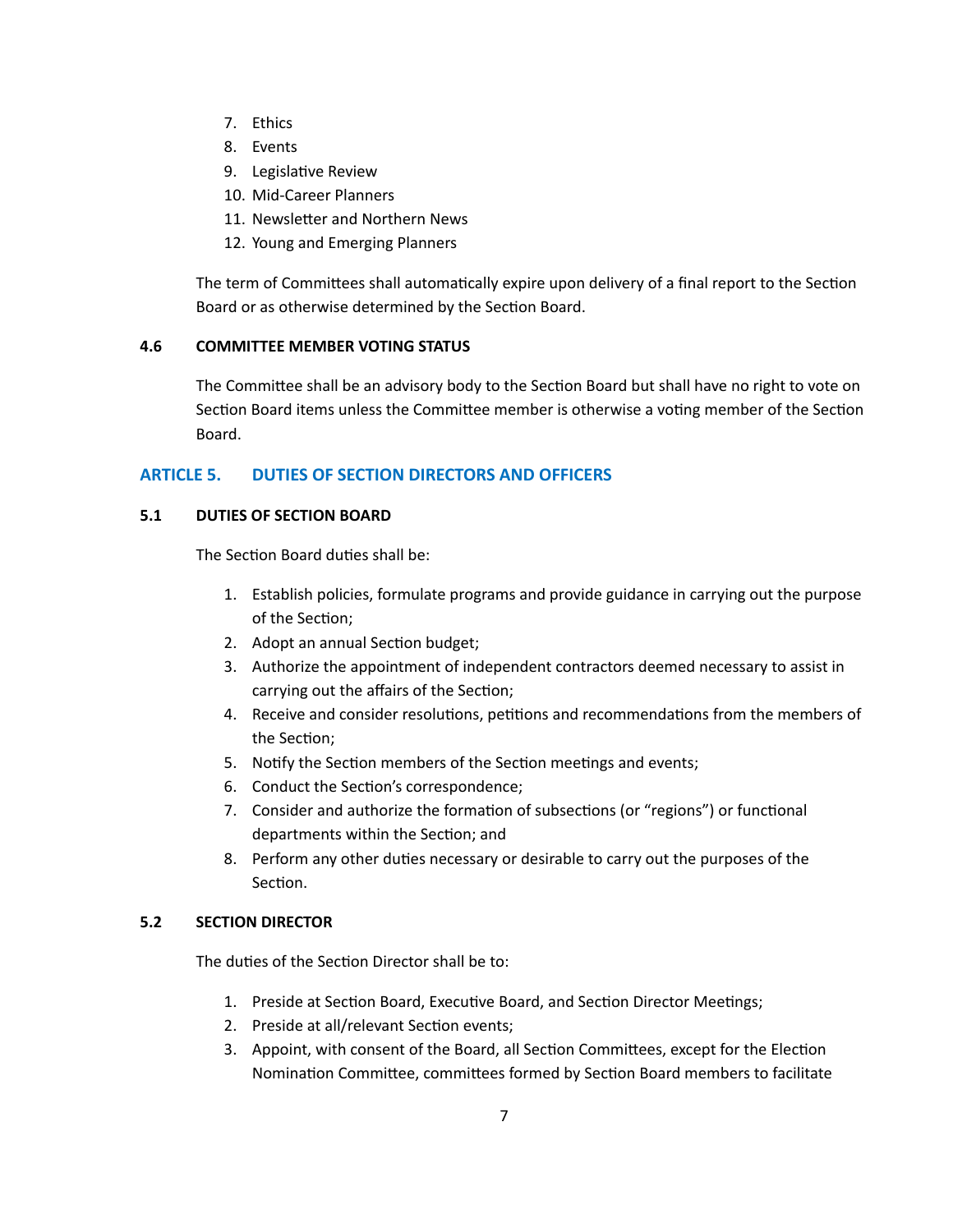7. Ethics
8. Events
9. Legislative Review
10. Mid-Career Planners
11. Newsletter and Northern News
12. Young and Emerging Planners

The term of Committees shall automatically expire upon delivery of a final report to the Section Board or as otherwise determined by the Section Board.

### 4.6 COMMITTEE MEMBER VOTING STATUS

The Committee shall be an advisory body to the Section Board but shall have no right to vote on Section Board items unless the Committee member is otherwise a voting member of the Section Board.

## ARTICLE 5. DUTIES OF SECTION DIRECTORS AND OFFICERS

### 5.1 DUTIES OF SECTION BOARD

The Section Board duties shall be:

1. Establish policies, formulate programs and provide guidance in carrying out the purpose of the Section;
2. Adopt an annual Section budget;
3. Authorize the appointment of independent contractors deemed necessary to assist in carrying out the affairs of the Section;
4. Receive and consider resolutions, petitions and recommendations from the members of the Section;
5. Notify the Section members of the Section meetings and events;
6. Conduct the Section's correspondence;
7. Consider and authorize the formation of subsections (or "regions") or functional departments within the Section; and
8. Perform any other duties necessary or desirable to carry out the purposes of the Section.

### 5.2 SECTION DIRECTOR

The duties of the Section Director shall be to:

1. Preside at Section Board, Executive Board, and Section Director Meetings;
2. Preside at all/relevant Section events;
3. Appoint, with consent of the Board, all Section Committees, except for the Election Nomination Committee, committees formed by Section Board members to facilitate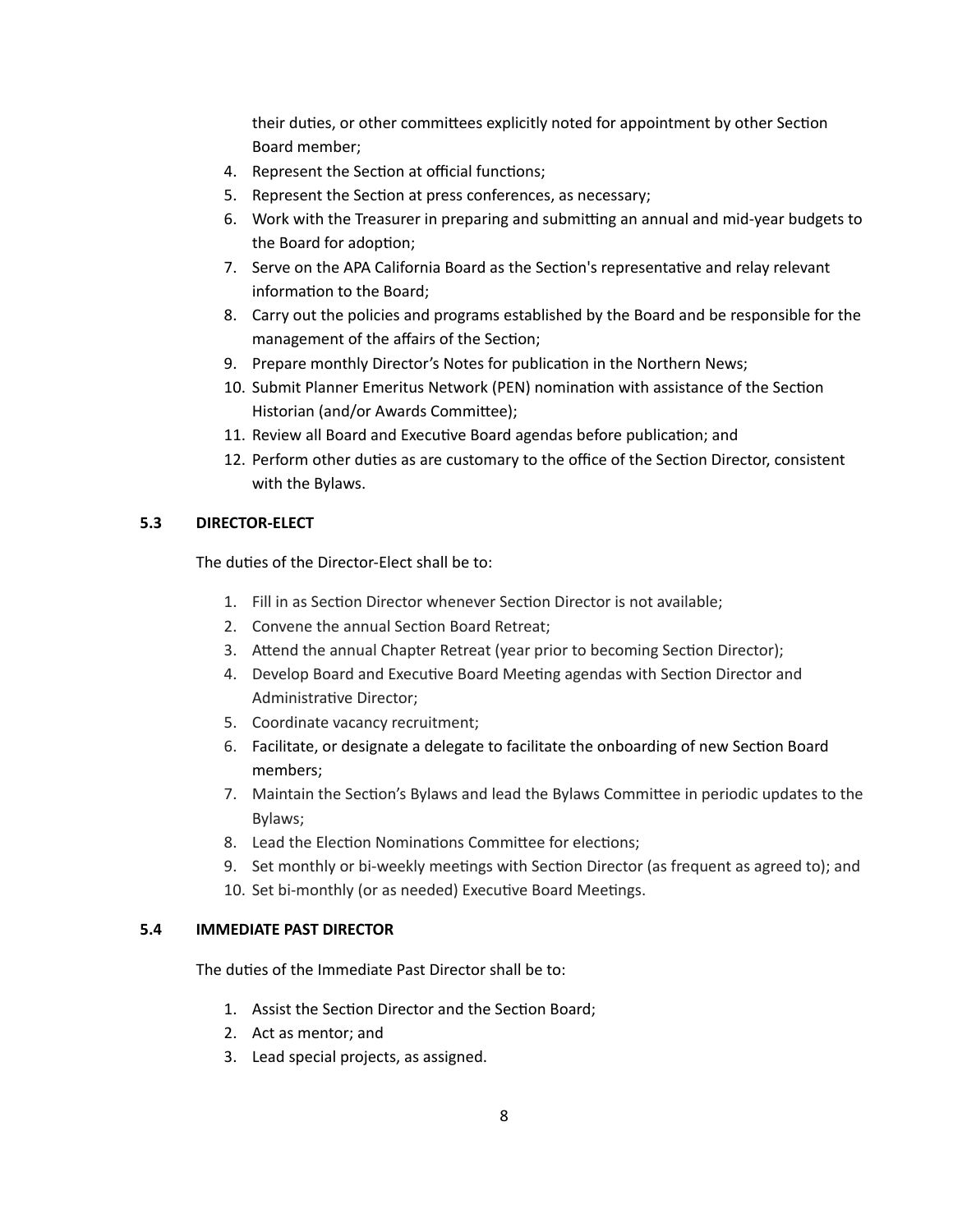their duties, or other committees explicitly noted for appointment by other Section Board member;

4. Represent the Section at official functions;
5. Represent the Section at press conferences, as necessary;
6. Work with the Treasurer in preparing and submitting an annual and mid-year budgets to the Board for adoption;
7. Serve on the APA California Board as the Section's representative and relay relevant information to the Board;
8. Carry out the policies and programs established by the Board and be responsible for the management of the affairs of the Section;
9. Prepare monthly Director's Notes for publication in the Northern News;
10. Submit Planner Emeritus Network (PEN) nomination with assistance of the Section Historian (and/or Awards Committee);
11. Review all Board and Executive Board agendas before publication; and
12. Perform other duties as are customary to the office of the Section Director, consistent with the Bylaws.

### 5.3 DIRECTOR-ELECT

The duties of the Director-Elect shall be to:

1. Fill in as Section Director whenever Section Director is not available;
2. Convene the annual Section Board Retreat;
3. Attend the annual Chapter Retreat (year prior to becoming Section Director);
4. Develop Board and Executive Board Meeting agendas with Section Director and Administrative Director;
5. Coordinate vacancy recruitment;
6. Facilitate, or designate a delegate to facilitate the onboarding of new Section Board members;
7. Maintain the Section's Bylaws and lead the Bylaws Committee in periodic updates to the Bylaws;
8. Lead the Election Nominations Committee for elections;
9. Set monthly or bi-weekly meetings with Section Director (as frequent as agreed to); and
10. Set bi-monthly (or as needed) Executive Board Meetings.

### 5.4 IMMEDIATE PAST DIRECTOR

The duties of the Immediate Past Director shall be to:

1. Assist the Section Director and the Section Board;
2. Act as mentor; and
3. Lead special projects, as assigned.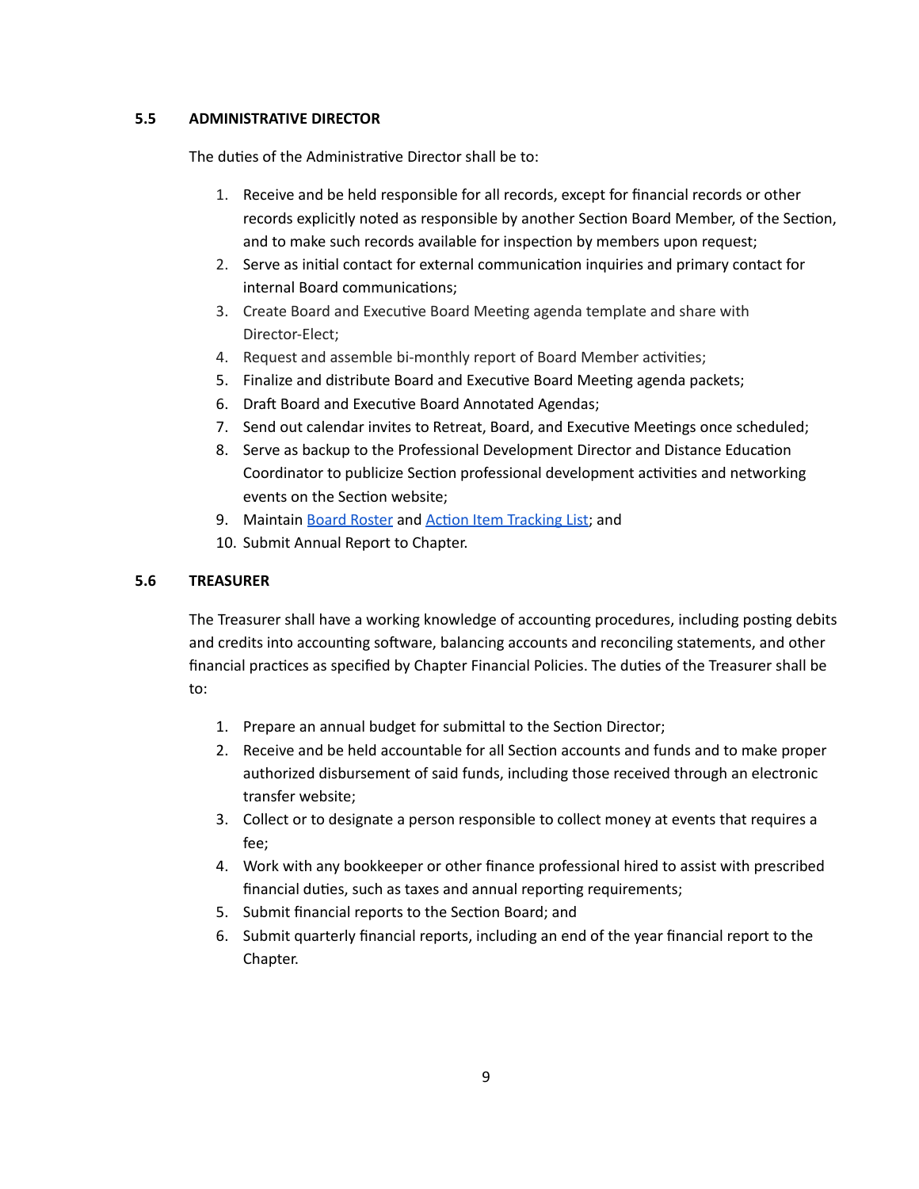### 5.5 ADMINISTRATIVE DIRECTOR

The duties of the Administrative Director shall be to:

1. Receive and be held responsible for all records, except for financial records or other records explicitly noted as responsible by another Section Board Member, of the Section, and to make such records available for inspection by members upon request;
2. Serve as initial contact for external communication inquiries and primary contact for internal Board communications;
3. Create Board and Executive Board Meeting agenda template and share with Director-Elect;
4. Request and assemble bi-monthly report of Board Member activities;
5. Finalize and distribute Board and Executive Board Meeting agenda packets;
6. Draft Board and Executive Board Annotated Agendas;
7. Send out calendar invites to Retreat, Board, and Executive Meetings once scheduled;
8. Serve as backup to the Professional Development Director and Distance Education Coordinator to publicize Section professional development activities and networking events on the Section website;
9. Maintain Board Roster and Action Item Tracking List; and
10. Submit Annual Report to Chapter.

### 5.6 TREASURER

The Treasurer shall have a working knowledge of accounting procedures, including posting debits and credits into accounting software, balancing accounts and reconciling statements, and other financial practices as specified by Chapter Financial Policies. The duties of the Treasurer shall be to:

1. Prepare an annual budget for submittal to the Section Director;
2. Receive and be held accountable for all Section accounts and funds and to make proper authorized disbursement of said funds, including those received through an electronic transfer website;
3. Collect or to designate a person responsible to collect money at events that requires a fee;
4. Work with any bookkeeper or other finance professional hired to assist with prescribed financial duties, such as taxes and annual reporting requirements;
5. Submit financial reports to the Section Board; and
6. Submit quarterly financial reports, including an end of the year financial report to the Chapter.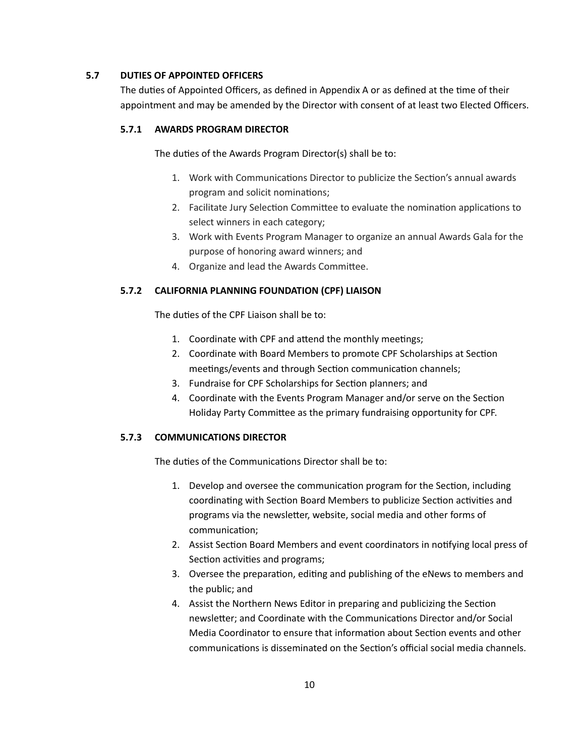### 5.7 DUTIES OF APPOINTED OFFICERS

The duties of Appointed Officers, as defined in Appendix A or as defined at the time of their appointment and may be amended by the Director with consent of at least two Elected Officers.

#### 5.7.1 AWARDS PROGRAM DIRECTOR

The duties of the Awards Program Director(s) shall be to:

1. Work with Communications Director to publicize the Section's annual awards program and solicit nominations;
2. Facilitate Jury Selection Committee to evaluate the nomination applications to select winners in each category;
3. Work with Events Program Manager to organize an annual Awards Gala for the purpose of honoring award winners; and
4. Organize and lead the Awards Committee.

#### 5.7.2 CALIFORNIA PLANNING FOUNDATION (CPF) LIAISON

The duties of the CPF Liaison shall be to:

1. Coordinate with CPF and attend the monthly meetings;
2. Coordinate with Board Members to promote CPF Scholarships at Section meetings/events and through Section communication channels;
3. Fundraise for CPF Scholarships for Section planners; and
4. Coordinate with the Events Program Manager and/or serve on the Section Holiday Party Committee as the primary fundraising opportunity for CPF.

#### 5.7.3 COMMUNICATIONS DIRECTOR

The duties of the Communications Director shall be to:

1. Develop and oversee the communication program for the Section, including coordinating with Section Board Members to publicize Section activities and programs via the newsletter, website, social media and other forms of communication;
2. Assist Section Board Members and event coordinators in notifying local press of Section activities and programs;
3. Oversee the preparation, editing and publishing of the eNews to members and the public; and
4. Assist the Northern News Editor in preparing and publicizing the Section newsletter; and Coordinate with the Communications Director and/or Social Media Coordinator to ensure that information about Section events and other communications is disseminated on the Section's official social media channels.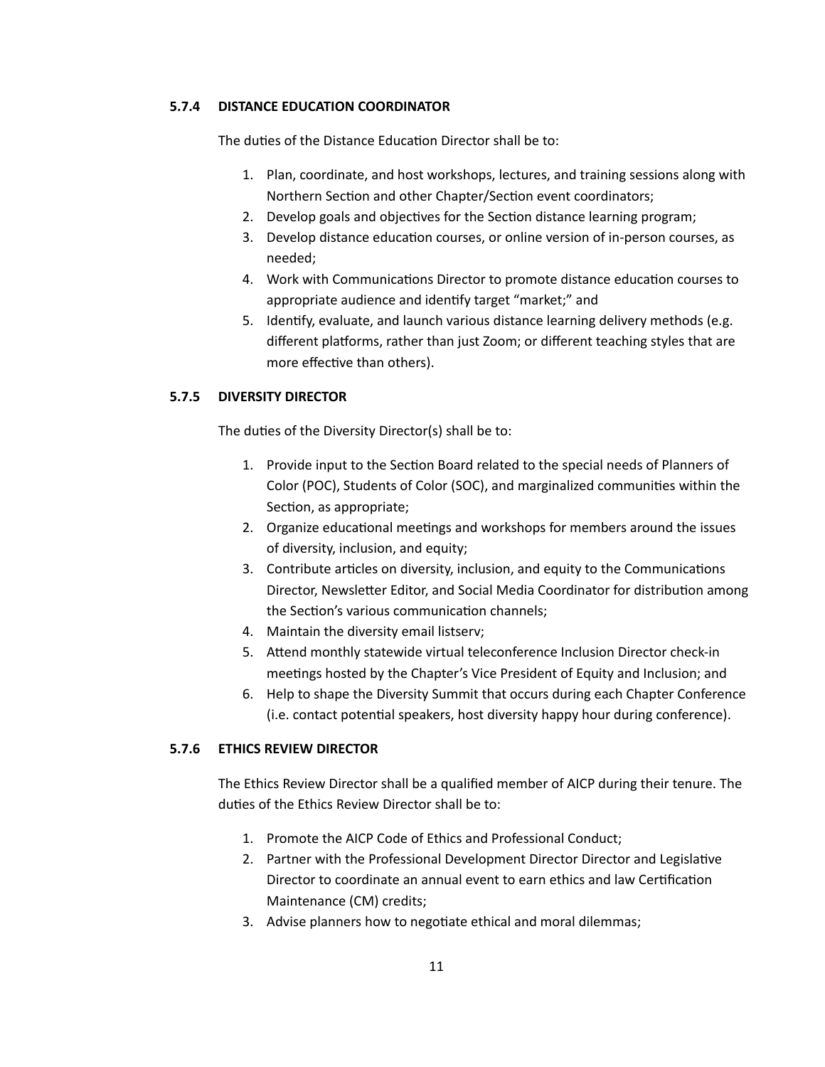#### 5.7.4 DISTANCE EDUCATION COORDINATOR

The duties of the Distance Education Director shall be to:

1. Plan, coordinate, and host workshops, lectures, and training sessions along with Northern Section and other Chapter/Section event coordinators;
2. Develop goals and objectives for the Section distance learning program;
3. Develop distance education courses, or online version of in-person courses, as needed;
4. Work with Communications Director to promote distance education courses to appropriate audience and identify target "market;" and
5. Identify, evaluate, and launch various distance learning delivery methods (e.g. different platforms, rather than just Zoom; or different teaching styles that are more effective than others).

#### 5.7.5 DIVERSITY DIRECTOR

The duties of the Diversity Director(s) shall be to:

1. Provide input to the Section Board related to the special needs of Planners of Color (POC), Students of Color (SOC), and marginalized communities within the Section, as appropriate;
2. Organize educational meetings and workshops for members around the issues of diversity, inclusion, and equity;
3. Contribute articles on diversity, inclusion, and equity to the Communications Director, Newsletter Editor, and Social Media Coordinator for distribution among the Section's various communication channels;
4. Maintain the diversity email listserv;
5. Attend monthly statewide virtual teleconference Inclusion Director check-in meetings hosted by the Chapter's Vice President of Equity and Inclusion; and
6. Help to shape the Diversity Summit that occurs during each Chapter Conference (i.e. contact potential speakers, host diversity happy hour during conference).

#### 5.7.6 ETHICS REVIEW DIRECTOR

The Ethics Review Director shall be a qualified member of AICP during their tenure. The duties of the Ethics Review Director shall be to:

1. Promote the AICP Code of Ethics and Professional Conduct;
2. Partner with the Professional Development Director Director and Legislative Director to coordinate an annual event to earn ethics and law Certification Maintenance (CM) credits;
3. Advise planners how to negotiate ethical and moral dilemmas;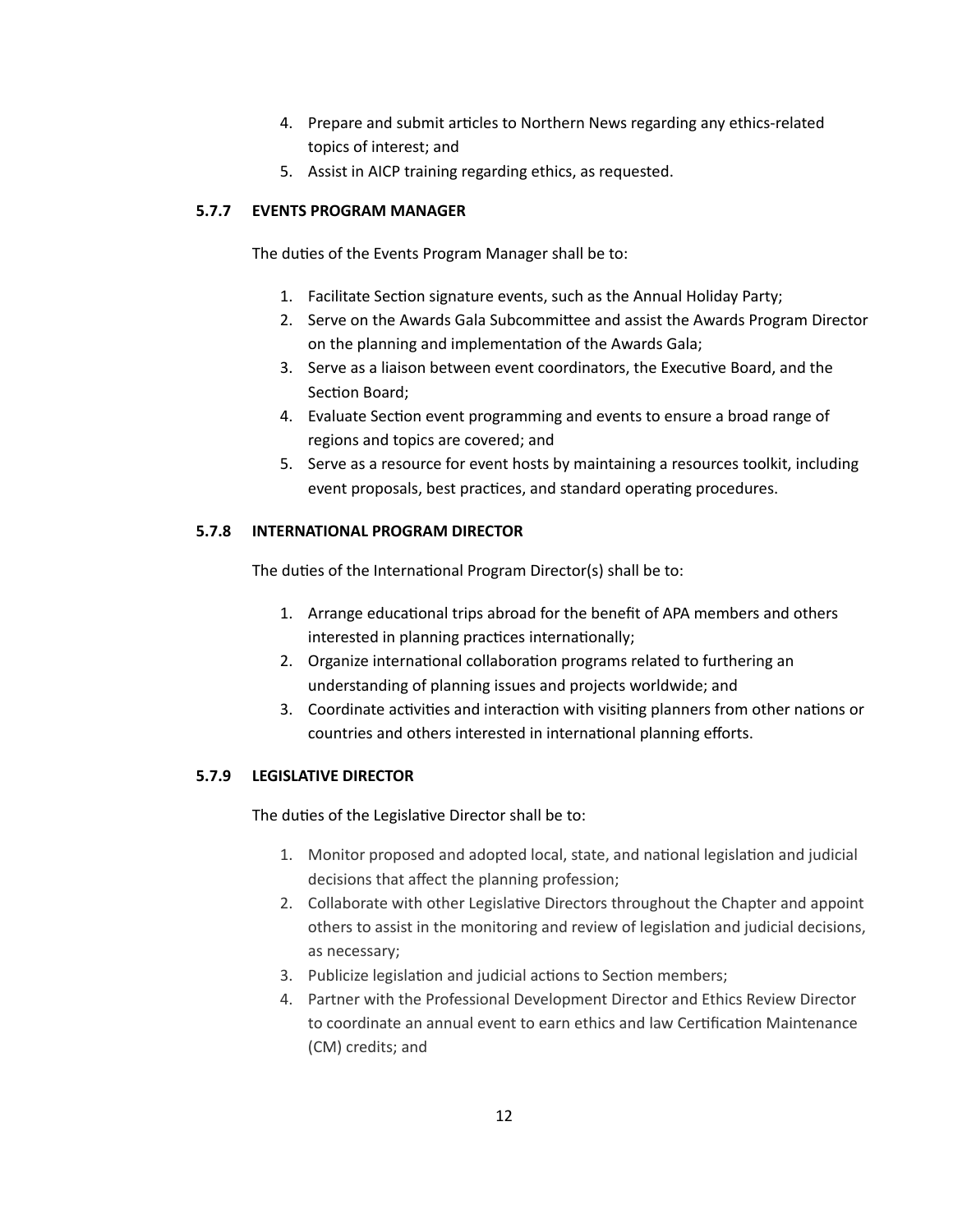4. Prepare and submit articles to Northern News regarding any ethics-related topics of interest; and
5. Assist in AICP training regarding ethics, as requested.

#### 5.7.7 EVENTS PROGRAM MANAGER

The duties of the Events Program Manager shall be to:

1. Facilitate Section signature events, such as the Annual Holiday Party;
2. Serve on the Awards Gala Subcommittee and assist the Awards Program Director on the planning and implementation of the Awards Gala;
3. Serve as a liaison between event coordinators, the Executive Board, and the Section Board;
4. Evaluate Section event programming and events to ensure a broad range of regions and topics are covered; and
5. Serve as a resource for event hosts by maintaining a resources toolkit, including event proposals, best practices, and standard operating procedures.

#### 5.7.8 INTERNATIONAL PROGRAM DIRECTOR

The duties of the International Program Director(s) shall be to:

1. Arrange educational trips abroad for the benefit of APA members and others interested in planning practices internationally;
2. Organize international collaboration programs related to furthering an understanding of planning issues and projects worldwide; and
3. Coordinate activities and interaction with visiting planners from other nations or countries and others interested in international planning efforts.

#### 5.7.9 LEGISLATIVE DIRECTOR

The duties of the Legislative Director shall be to:

1. Monitor proposed and adopted local, state, and national legislation and judicial decisions that affect the planning profession;
2. Collaborate with other Legislative Directors throughout the Chapter and appoint others to assist in the monitoring and review of legislation and judicial decisions, as necessary;
3. Publicize legislation and judicial actions to Section members;
4. Partner with the Professional Development Director and Ethics Review Director to coordinate an annual event to earn ethics and law Certification Maintenance (CM) credits; and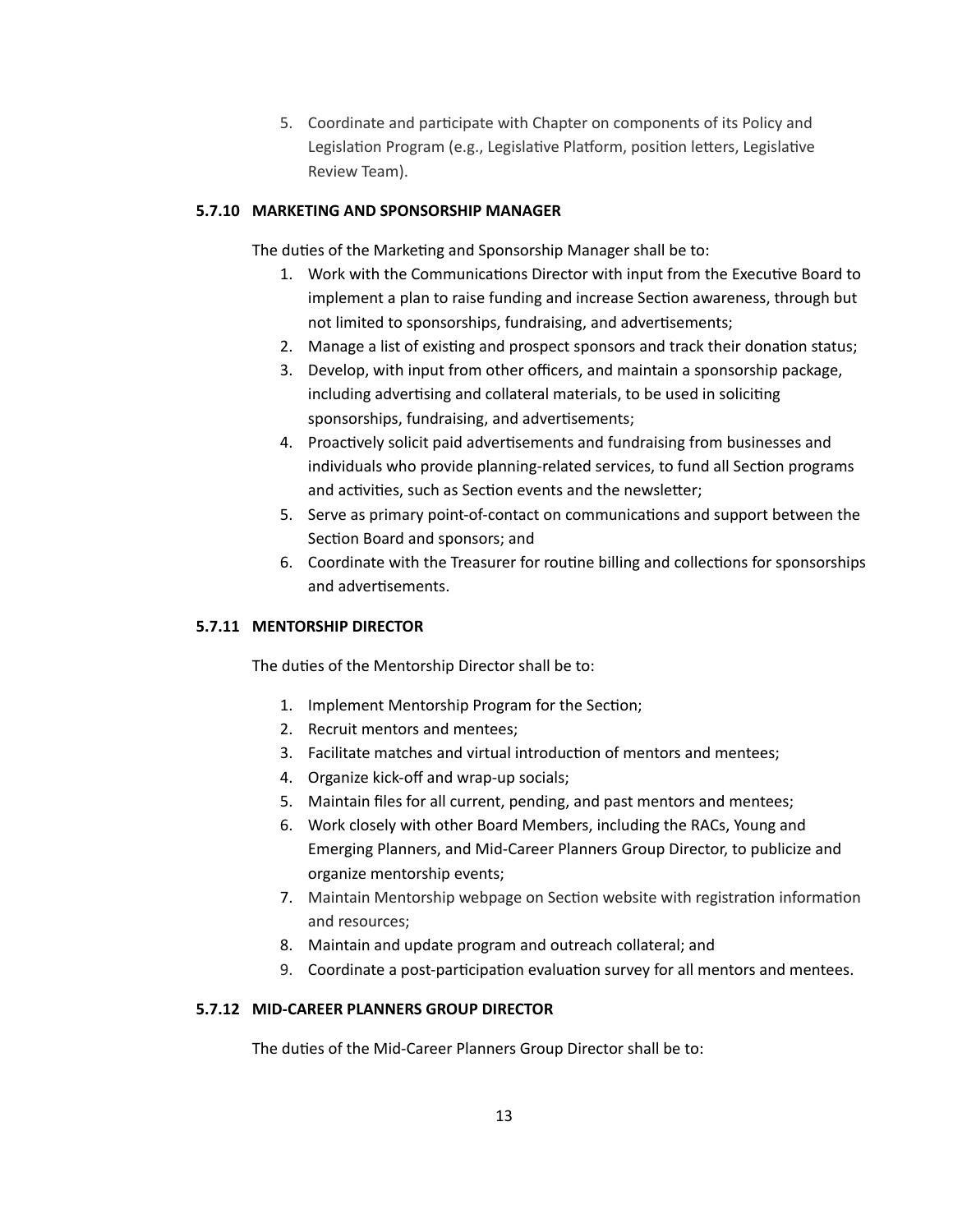5. Coordinate and participate with Chapter on components of its Policy and Legislation Program (e.g., Legislative Platform, position letters, Legislative Review Team).

### 5.7.10 MARKETING AND SPONSORSHIP MANAGER

The duties of the Marketing and Sponsorship Manager shall be to:

1. Work with the Communications Director with input from the Executive Board to implement a plan to raise funding and increase Section awareness, through but not limited to sponsorships, fundraising, and advertisements;
2. Manage a list of existing and prospect sponsors and track their donation status;
3. Develop, with input from other officers, and maintain a sponsorship package, including advertising and collateral materials, to be used in soliciting sponsorships, fundraising, and advertisements;
4. Proactively solicit paid advertisements and fundraising from businesses and individuals who provide planning-related services, to fund all Section programs and activities, such as Section events and the newsletter;
5. Serve as primary point-of-contact on communications and support between the Section Board and sponsors; and
6. Coordinate with the Treasurer for routine billing and collections for sponsorships and advertisements.

### 5.7.11 MENTORSHIP DIRECTOR

The duties of the Mentorship Director shall be to:

1. Implement Mentorship Program for the Section;
2. Recruit mentors and mentees;
3. Facilitate matches and virtual introduction of mentors and mentees;
4. Organize kick-off and wrap-up socials;
5. Maintain files for all current, pending, and past mentors and mentees;
6. Work closely with other Board Members, including the RACs, Young and Emerging Planners, and Mid-Career Planners Group Director, to publicize and organize mentorship events;
7. Maintain Mentorship webpage on Section website with registration information and resources;
8. Maintain and update program and outreach collateral; and
9. Coordinate a post-participation evaluation survey for all mentors and mentees.

### 5.7.12 MID-CAREER PLANNERS GROUP DIRECTOR

The duties of the Mid-Career Planners Group Director shall be to: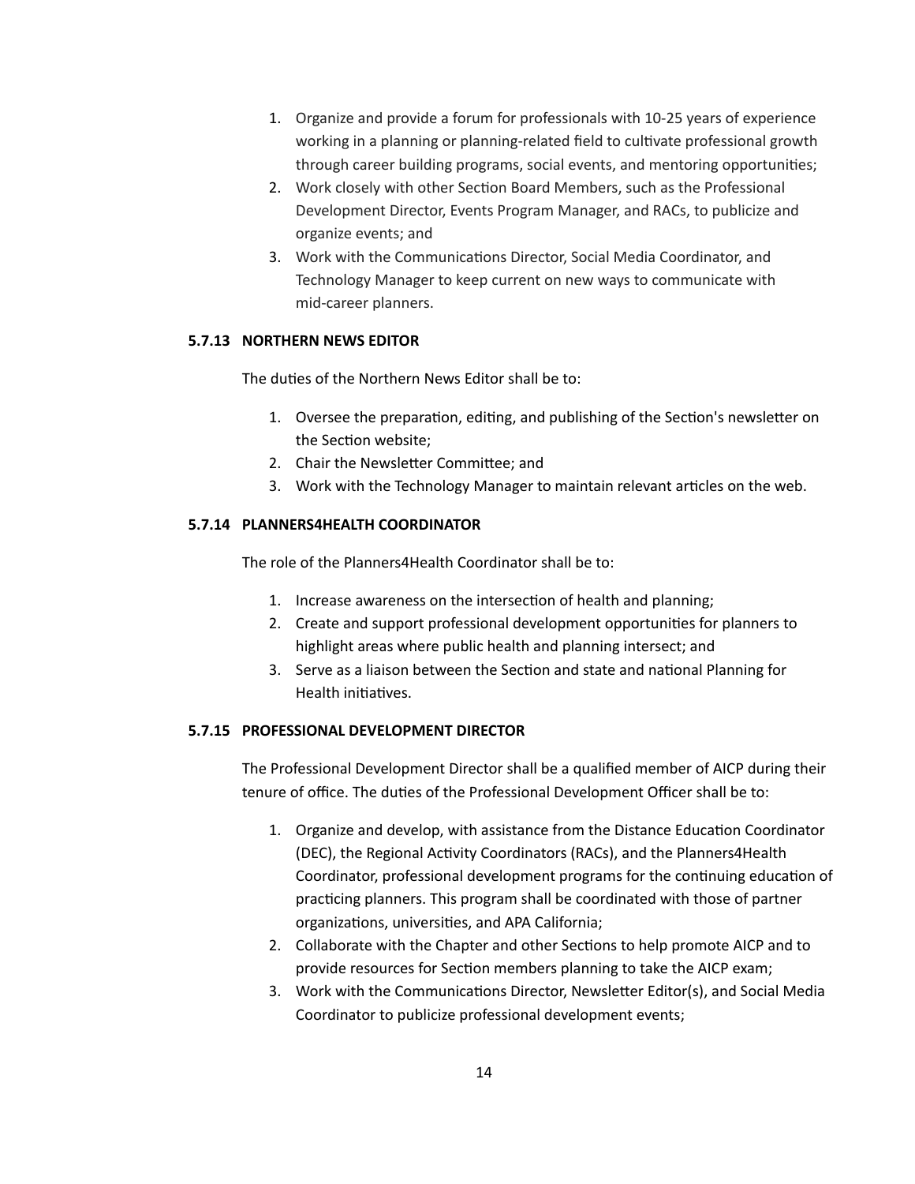1. Organize and provide a forum for professionals with 10-25 years of experience working in a planning or planning-related field to cultivate professional growth through career building programs, social events, and mentoring opportunities;
2. Work closely with other Section Board Members, such as the Professional Development Director, Events Program Manager, and RACs, to publicize and organize events; and
3. Work with the Communications Director, Social Media Coordinator, and Technology Manager to keep current on new ways to communicate with mid-career planners.

#### 5.7.13 NORTHERN NEWS EDITOR

The duties of the Northern News Editor shall be to:

1. Oversee the preparation, editing, and publishing of the Section's newsletter on the Section website;
2. Chair the Newsletter Committee; and
3. Work with the Technology Manager to maintain relevant articles on the web.

#### 5.7.14 PLANNERS4HEALTH COORDINATOR

The role of the Planners4Health Coordinator shall be to:

1. Increase awareness on the intersection of health and planning;
2. Create and support professional development opportunities for planners to highlight areas where public health and planning intersect; and
3. Serve as a liaison between the Section and state and national Planning for Health initiatives.

#### 5.7.15 PROFESSIONAL DEVELOPMENT DIRECTOR

The Professional Development Director shall be a qualified member of AICP during their tenure of office. The duties of the Professional Development Officer shall be to:

1. Organize and develop, with assistance from the Distance Education Coordinator (DEC), the Regional Activity Coordinators (RACs), and the Planners4Health Coordinator, professional development programs for the continuing education of practicing planners. This program shall be coordinated with those of partner organizations, universities, and APA California;
2. Collaborate with the Chapter and other Sections to help promote AICP and to provide resources for Section members planning to take the AICP exam;
3. Work with the Communications Director, Newsletter Editor(s), and Social Media Coordinator to publicize professional development events;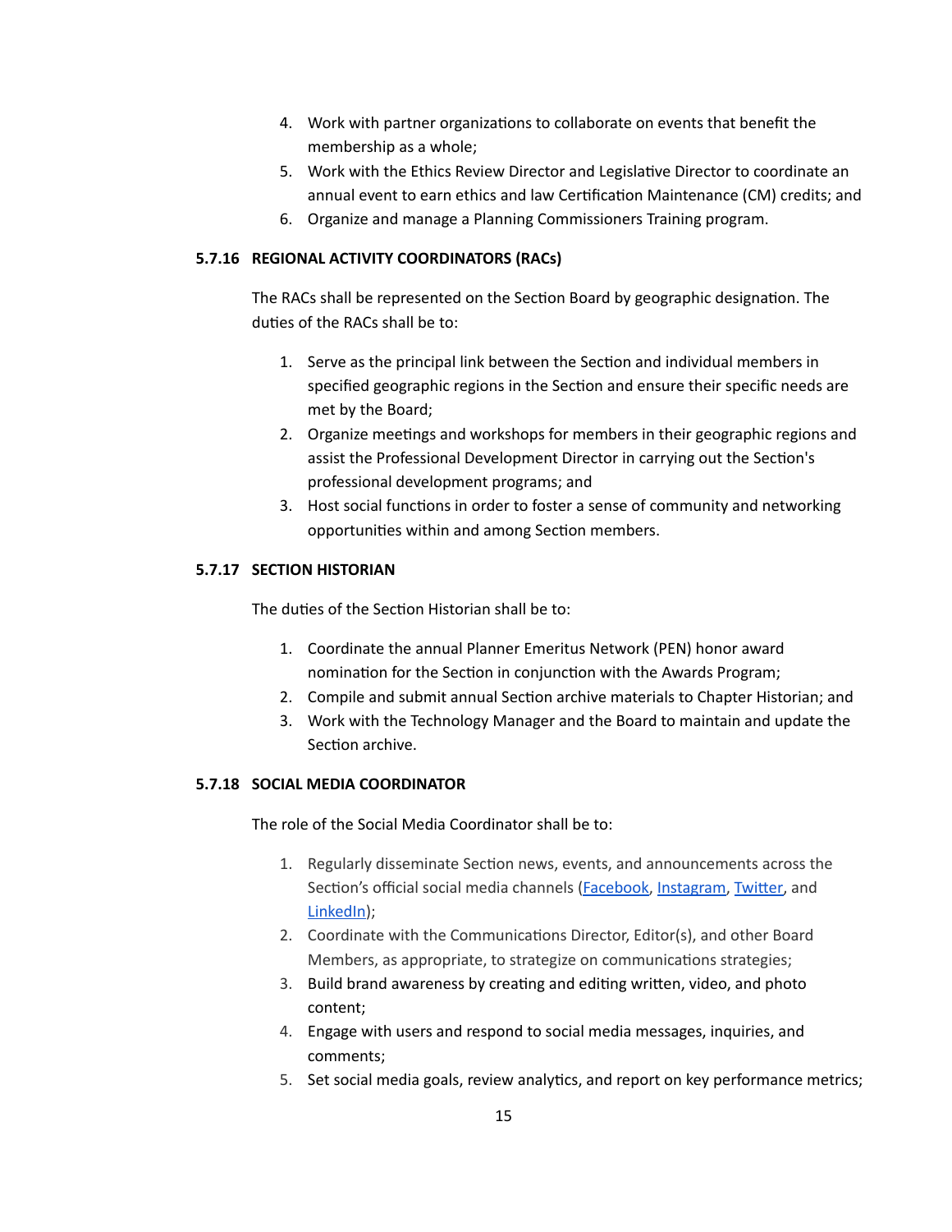4. Work with partner organizations to collaborate on events that benefit the membership as a whole;
5. Work with the Ethics Review Director and Legislative Director to coordinate an annual event to earn ethics and law Certification Maintenance (CM) credits; and
6. Organize and manage a Planning Commissioners Training program.

### 5.7.16 REGIONAL ACTIVITY COORDINATORS (RACs)

The RACs shall be represented on the Section Board by geographic designation. The duties of the RACs shall be to:

1. Serve as the principal link between the Section and individual members in specified geographic regions in the Section and ensure their specific needs are met by the Board;
2. Organize meetings and workshops for members in their geographic regions and assist the Professional Development Director in carrying out the Section's professional development programs; and
3. Host social functions in order to foster a sense of community and networking opportunities within and among Section members.

### 5.7.17 SECTION HISTORIAN

The duties of the Section Historian shall be to:

1. Coordinate the annual Planner Emeritus Network (PEN) honor award nomination for the Section in conjunction with the Awards Program;
2. Compile and submit annual Section archive materials to Chapter Historian; and
3. Work with the Technology Manager and the Board to maintain and update the Section archive.

### 5.7.18 SOCIAL MEDIA COORDINATOR

The role of the Social Media Coordinator shall be to:

1. Regularly disseminate Section news, events, and announcements across the Section's official social media channels (Facebook, Instagram, Twitter, and LinkedIn);
2. Coordinate with the Communications Director, Editor(s), and other Board Members, as appropriate, to strategize on communications strategies;
3. Build brand awareness by creating and editing written, video, and photo content;
4. Engage with users and respond to social media messages, inquiries, and comments;
5. Set social media goals, review analytics, and report on key performance metrics;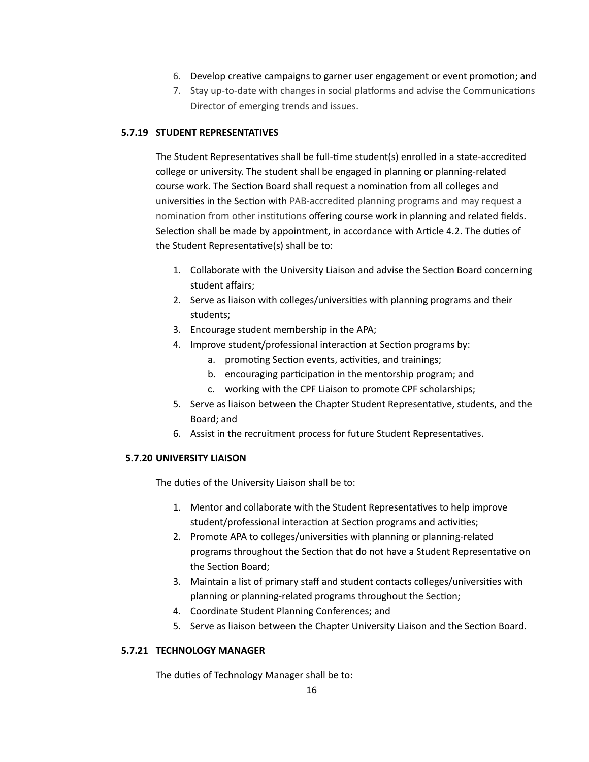6. Develop creative campaigns to garner user engagement or event promotion; and
7. Stay up-to-date with changes in social platforms and advise the Communications Director of emerging trends and issues.

### 5.7.19 STUDENT REPRESENTATIVES

The Student Representatives shall be full-time student(s) enrolled in a state-accredited college or university. The student shall be engaged in planning or planning-related course work. The Section Board shall request a nomination from all colleges and universities in the Section with PAB-accredited planning programs and may request a nomination from other institutions offering course work in planning and related fields. Selection shall be made by appointment, in accordance with Article 4.2. The duties of the Student Representative(s) shall be to:

1. Collaborate with the University Liaison and advise the Section Board concerning student affairs;
2. Serve as liaison with colleges/universities with planning programs and their students;
3. Encourage student membership in the APA;
4. Improve student/professional interaction at Section programs by:
    a. promoting Section events, activities, and trainings;
    b. encouraging participation in the mentorship program; and
    c. working with the CPF Liaison to promote CPF scholarships;
5. Serve as liaison between the Chapter Student Representative, students, and the Board; and
6. Assist in the recruitment process for future Student Representatives.

### 5.7.20 UNIVERSITY LIAISON

The duties of the University Liaison shall be to:

1. Mentor and collaborate with the Student Representatives to help improve student/professional interaction at Section programs and activities;
2. Promote APA to colleges/universities with planning or planning-related programs throughout the Section that do not have a Student Representative on the Section Board;
3. Maintain a list of primary staff and student contacts colleges/universities with planning or planning-related programs throughout the Section;
4. Coordinate Student Planning Conferences; and
5. Serve as liaison between the Chapter University Liaison and the Section Board.

### 5.7.21 TECHNOLOGY MANAGER

The duties of Technology Manager shall be to: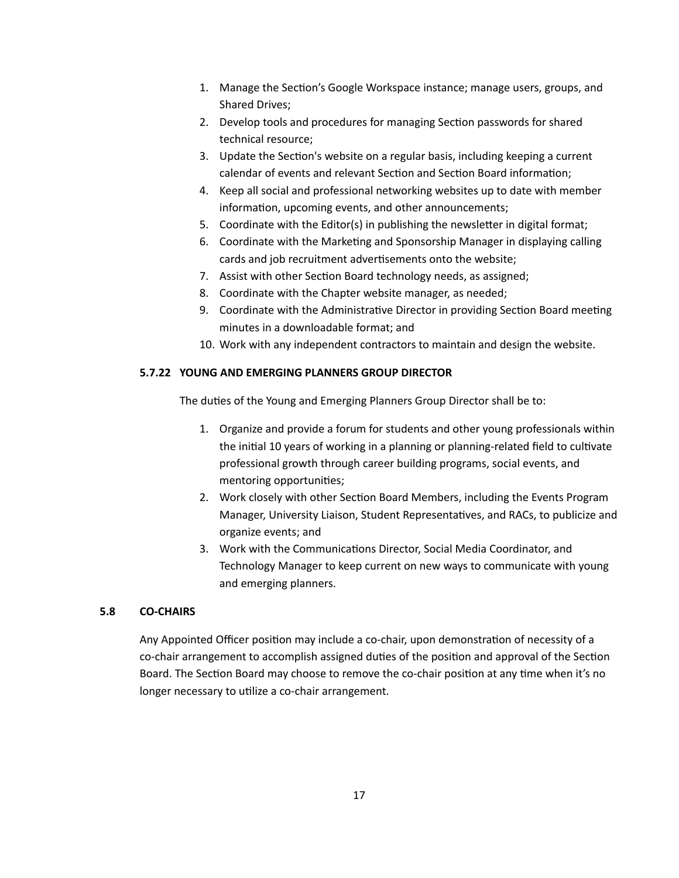1. Manage the Section's Google Workspace instance; manage users, groups, and Shared Drives;
2. Develop tools and procedures for managing Section passwords for shared technical resource;
3. Update the Section's website on a regular basis, including keeping a current calendar of events and relevant Section and Section Board information;
4. Keep all social and professional networking websites up to date with member information, upcoming events, and other announcements;
5. Coordinate with the Editor(s) in publishing the newsletter in digital format;
6. Coordinate with the Marketing and Sponsorship Manager in displaying calling cards and job recruitment advertisements onto the website;
7. Assist with other Section Board technology needs, as assigned;
8. Coordinate with the Chapter website manager, as needed;
9. Coordinate with the Administrative Director in providing Section Board meeting minutes in a downloadable format; and
10. Work with any independent contractors to maintain and design the website.

### 5.7.22 YOUNG AND EMERGING PLANNERS GROUP DIRECTOR

The duties of the Young and Emerging Planners Group Director shall be to:

1. Organize and provide a forum for students and other young professionals within the initial 10 years of working in a planning or planning-related field to cultivate professional growth through career building programs, social events, and mentoring opportunities;
2. Work closely with other Section Board Members, including the Events Program Manager, University Liaison, Student Representatives, and RACs, to publicize and organize events; and
3. Work with the Communications Director, Social Media Coordinator, and Technology Manager to keep current on new ways to communicate with young and emerging planners.

## 5.8 CO-CHAIRS

Any Appointed Officer position may include a co-chair, upon demonstration of necessity of a co-chair arrangement to accomplish assigned duties of the position and approval of the Section Board. The Section Board may choose to remove the co-chair position at any time when it's no longer necessary to utilize a co-chair arrangement.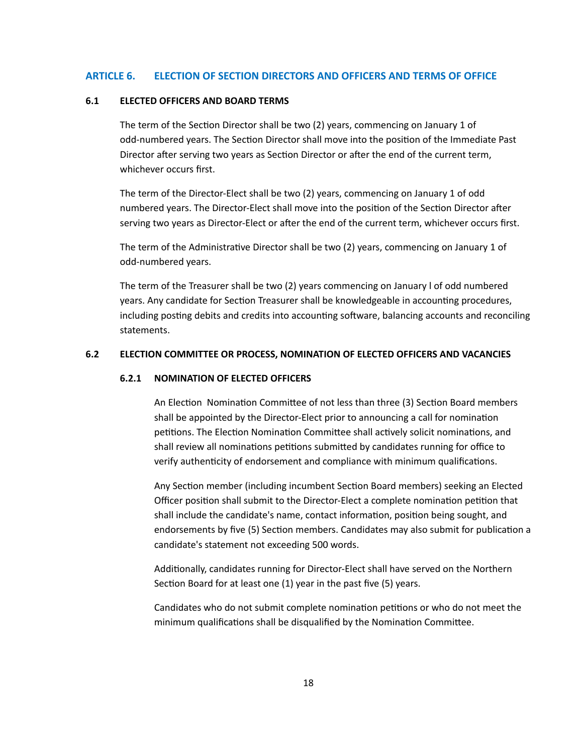## ARTICLE 6. ELECTION OF SECTION DIRECTORS AND OFFICERS AND TERMS OF OFFICE

### 6.1 ELECTED OFFICERS AND BOARD TERMS

The term of the Section Director shall be two (2) years, commencing on January 1 of odd-numbered years. The Section Director shall move into the position of the Immediate Past Director after serving two years as Section Director or after the end of the current term, whichever occurs first.

The term of the Director-Elect shall be two (2) years, commencing on January 1 of odd numbered years. The Director-Elect shall move into the position of the Section Director after serving two years as Director-Elect or after the end of the current term, whichever occurs first.

The term of the Administrative Director shall be two (2) years, commencing on January 1 of odd-numbered years.

The term of the Treasurer shall be two (2) years commencing on January l of odd numbered years. Any candidate for Section Treasurer shall be knowledgeable in accounting procedures, including posting debits and credits into accounting software, balancing accounts and reconciling statements.

### 6.2 ELECTION COMMITTEE OR PROCESS, NOMINATION OF ELECTED OFFICERS AND VACANCIES

#### 6.2.1 NOMINATION OF ELECTED OFFICERS

An Election Nomination Committee of not less than three (3) Section Board members shall be appointed by the Director-Elect prior to announcing a call for nomination petitions. The Election Nomination Committee shall actively solicit nominations, and shall review all nominations petitions submitted by candidates running for office to verify authenticity of endorsement and compliance with minimum qualifications.

Any Section member (including incumbent Section Board members) seeking an Elected Officer position shall submit to the Director-Elect a complete nomination petition that shall include the candidate's name, contact information, position being sought, and endorsements by five (5) Section members. Candidates may also submit for publication a candidate's statement not exceeding 500 words.

Additionally, candidates running for Director-Elect shall have served on the Northern Section Board for at least one (1) year in the past five (5) years.

Candidates who do not submit complete nomination petitions or who do not meet the minimum qualifications shall be disqualified by the Nomination Committee.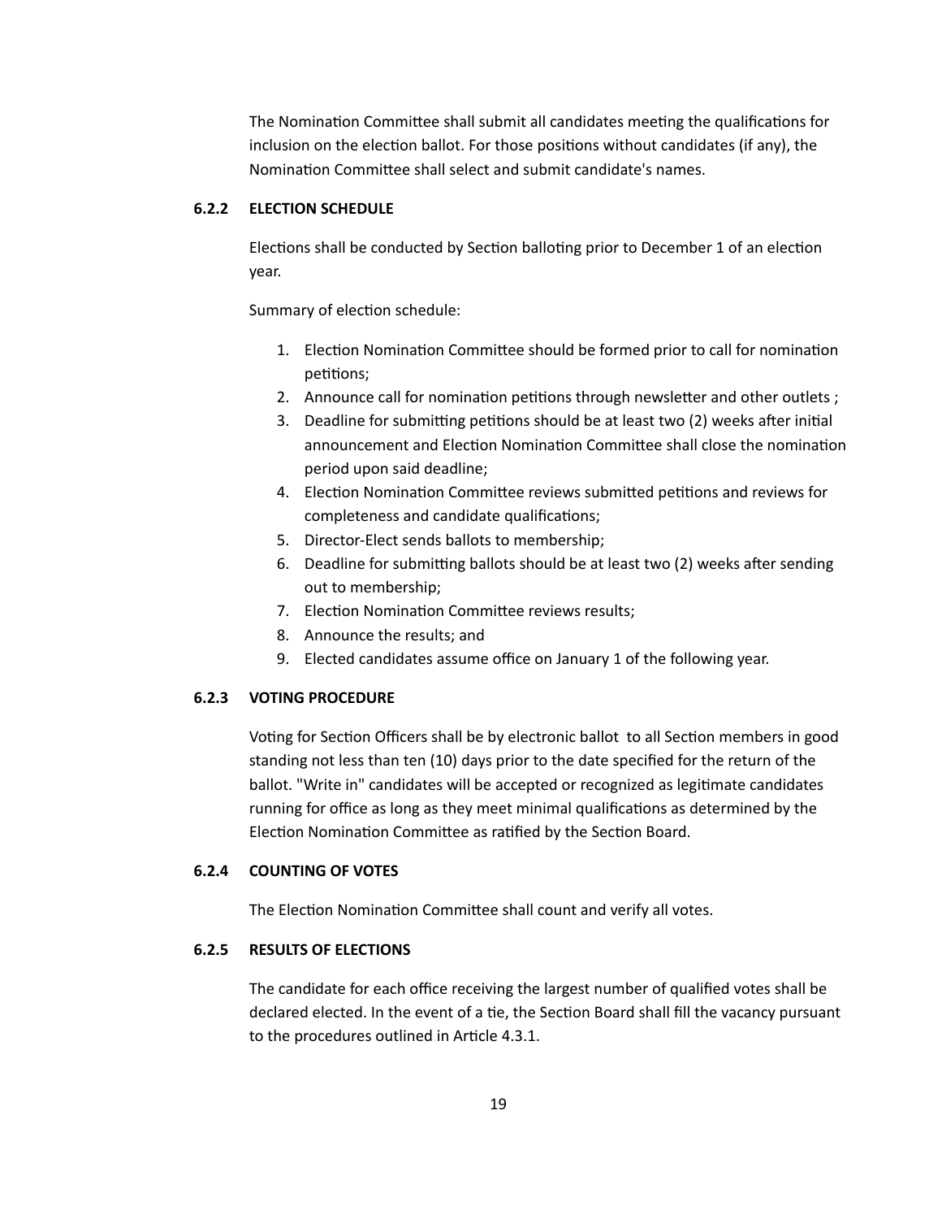The Nomination Committee shall submit all candidates meeting the qualifications for inclusion on the election ballot. For those positions without candidates (if any), the Nomination Committee shall select and submit candidate's names.

#### 6.2.2 ELECTION SCHEDULE

Elections shall be conducted by Section balloting prior to December 1 of an election year.

Summary of election schedule:

1. Election Nomination Committee should be formed prior to call for nomination petitions;
2. Announce call for nomination petitions through newsletter and other outlets ;
3. Deadline for submitting petitions should be at least two (2) weeks after initial announcement and Election Nomination Committee shall close the nomination period upon said deadline;
4. Election Nomination Committee reviews submitted petitions and reviews for completeness and candidate qualifications;
5. Director-Elect sends ballots to membership;
6. Deadline for submitting ballots should be at least two (2) weeks after sending out to membership;
7. Election Nomination Committee reviews results;
8. Announce the results; and
9. Elected candidates assume office on January 1 of the following year.

#### 6.2.3 VOTING PROCEDURE

Voting for Section Officers shall be by electronic ballot to all Section members in good standing not less than ten (10) days prior to the date specified for the return of the ballot. "Write in" candidates will be accepted or recognized as legitimate candidates running for office as long as they meet minimal qualifications as determined by the Election Nomination Committee as ratified by the Section Board.

#### 6.2.4 COUNTING OF VOTES

The Election Nomination Committee shall count and verify all votes.

#### 6.2.5 RESULTS OF ELECTIONS

The candidate for each office receiving the largest number of qualified votes shall be declared elected. In the event of a tie, the Section Board shall fill the vacancy pursuant to the procedures outlined in Article 4.3.1.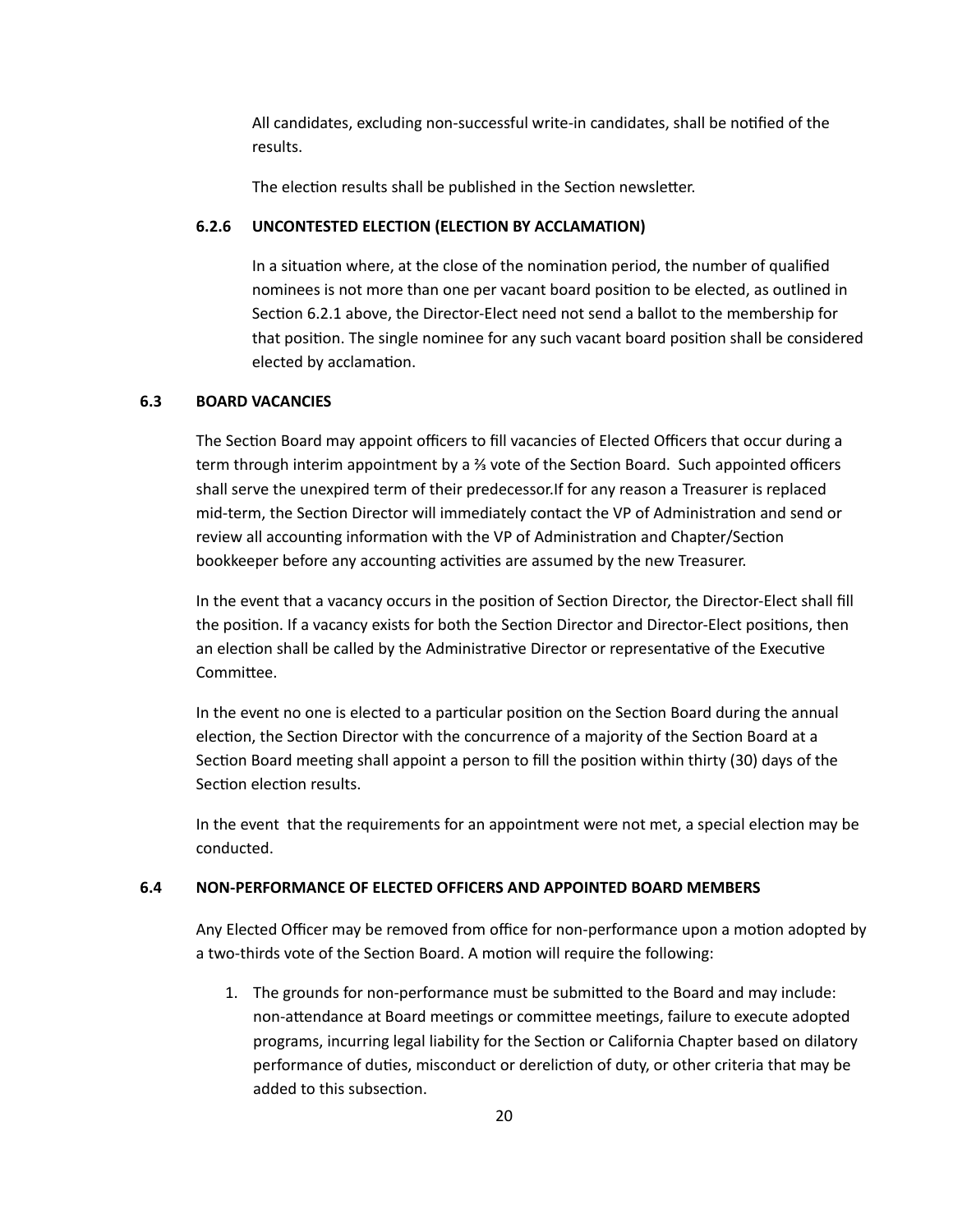All candidates, excluding non-successful write-in candidates, shall be notified of the results.

The election results shall be published in the Section newsletter.

### 6.2.6 UNCONTESTED ELECTION (ELECTION BY ACCLAMATION)

In a situation where, at the close of the nomination period, the number of qualified nominees is not more than one per vacant board position to be elected, as outlined in Section 6.2.1 above, the Director-Elect need not send a ballot to the membership for that position. The single nominee for any such vacant board position shall be considered elected by acclamation.

## 6.3 BOARD VACANCIES

The Section Board may appoint officers to fill vacancies of Elected Officers that occur during a term through interim appointment by a ⅔ vote of the Section Board. Such appointed officers shall serve the unexpired term of their predecessor.If for any reason a Treasurer is replaced mid-term, the Section Director will immediately contact the VP of Administration and send or review all accounting information with the VP of Administration and Chapter/Section bookkeeper before any accounting activities are assumed by the new Treasurer.

In the event that a vacancy occurs in the position of Section Director, the Director-Elect shall fill the position. If a vacancy exists for both the Section Director and Director-Elect positions, then an election shall be called by the Administrative Director or representative of the Executive Committee.

In the event no one is elected to a particular position on the Section Board during the annual election, the Section Director with the concurrence of a majority of the Section Board at a Section Board meeting shall appoint a person to fill the position within thirty (30) days of the Section election results.

In the event that the requirements for an appointment were not met, a special election may be conducted.

## 6.4 NON-PERFORMANCE OF ELECTED OFFICERS AND APPOINTED BOARD MEMBERS

Any Elected Officer may be removed from office for non-performance upon a motion adopted by a two-thirds vote of the Section Board. A motion will require the following:

1. The grounds for non-performance must be submitted to the Board and may include: non-attendance at Board meetings or committee meetings, failure to execute adopted programs, incurring legal liability for the Section or California Chapter based on dilatory performance of duties, misconduct or dereliction of duty, or other criteria that may be added to this subsection.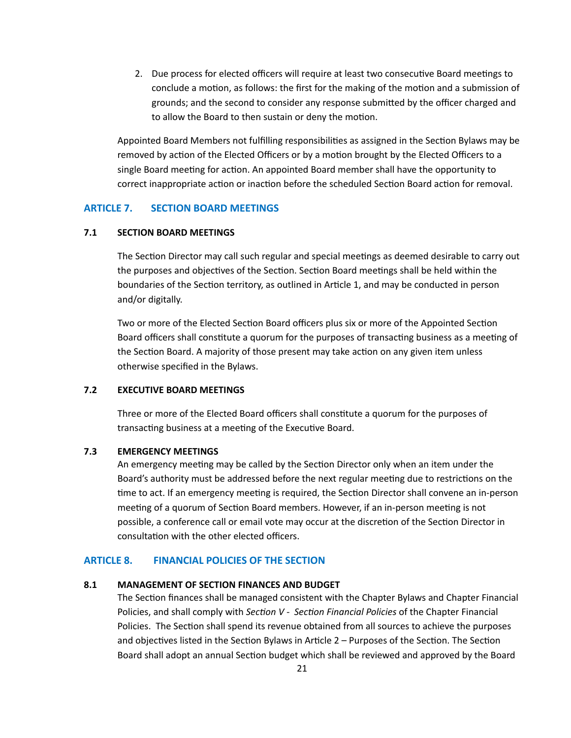2. Due process for elected officers will require at least two consecutive Board meetings to conclude a motion, as follows: the first for the making of the motion and a submission of grounds; and the second to consider any response submitted by the officer charged and to allow the Board to then sustain or deny the motion.

Appointed Board Members not fulfilling responsibilities as assigned in the Section Bylaws may be removed by action of the Elected Officers or by a motion brought by the Elected Officers to a single Board meeting for action. An appointed Board member shall have the opportunity to correct inappropriate action or inaction before the scheduled Section Board action for removal.

## ARTICLE 7. SECTION BOARD MEETINGS

### 7.1 SECTION BOARD MEETINGS

The Section Director may call such regular and special meetings as deemed desirable to carry out the purposes and objectives of the Section. Section Board meetings shall be held within the boundaries of the Section territory, as outlined in Article 1, and may be conducted in person and/or digitally.

Two or more of the Elected Section Board officers plus six or more of the Appointed Section Board officers shall constitute a quorum for the purposes of transacting business as a meeting of the Section Board. A majority of those present may take action on any given item unless otherwise specified in the Bylaws.

### 7.2 EXECUTIVE BOARD MEETINGS

Three or more of the Elected Board officers shall constitute a quorum for the purposes of transacting business at a meeting of the Executive Board.

### 7.3 EMERGENCY MEETINGS

An emergency meeting may be called by the Section Director only when an item under the Board's authority must be addressed before the next regular meeting due to restrictions on the time to act. If an emergency meeting is required, the Section Director shall convene an in-person meeting of a quorum of Section Board members. However, if an in-person meeting is not possible, a conference call or email vote may occur at the discretion of the Section Director in consultation with the other elected officers.

## ARTICLE 8. FINANCIAL POLICIES OF THE SECTION

### 8.1 MANAGEMENT OF SECTION FINANCES AND BUDGET

The Section finances shall be managed consistent with the Chapter Bylaws and Chapter Financial Policies, and shall comply with *Section V - Section Financial Policies* of the Chapter Financial Policies. The Section shall spend its revenue obtained from all sources to achieve the purposes and objectives listed in the Section Bylaws in Article 2 – Purposes of the Section. The Section Board shall adopt an annual Section budget which shall be reviewed and approved by the Board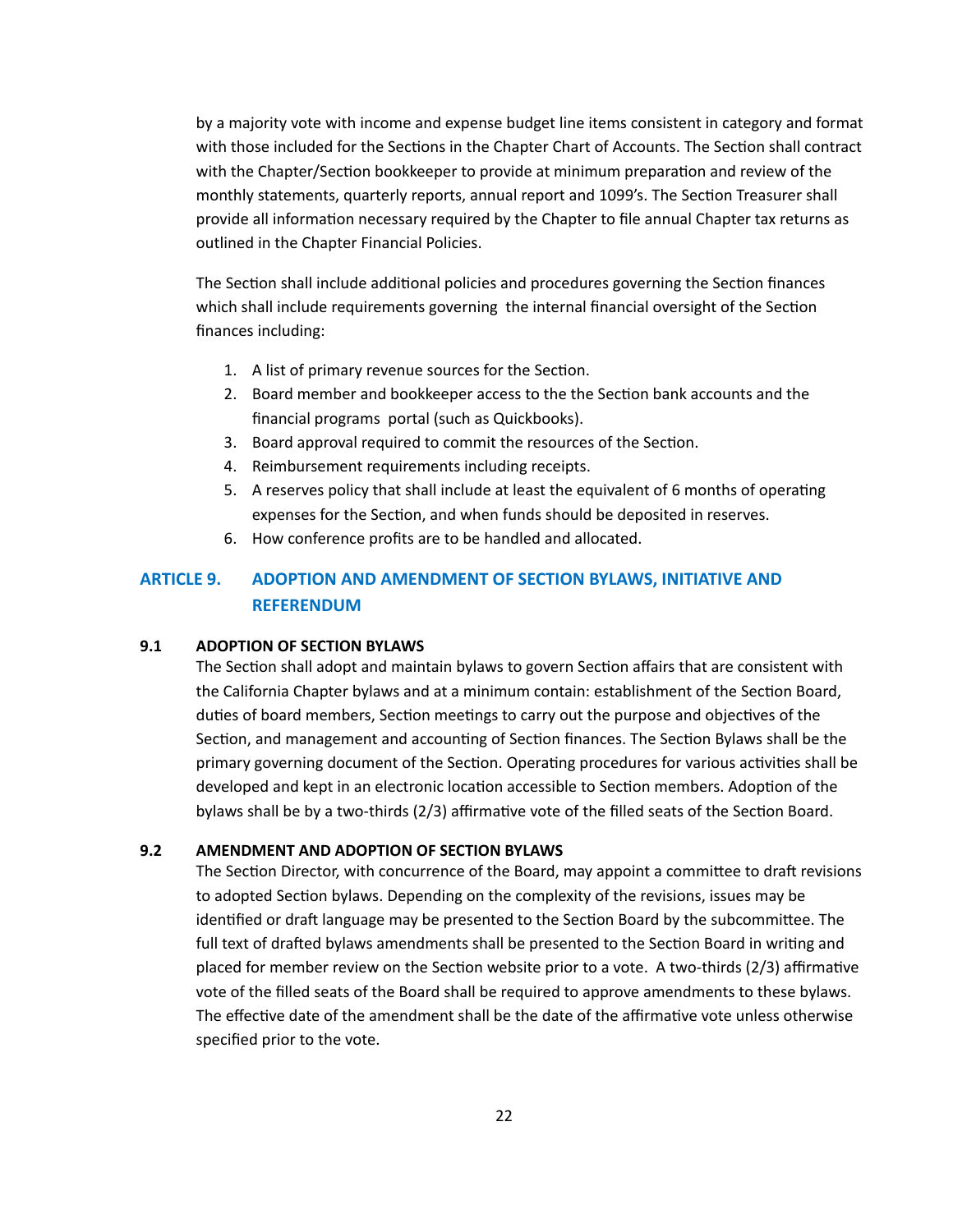by a majority vote with income and expense budget line items consistent in category and format with those included for the Sections in the Chapter Chart of Accounts. The Section shall contract with the Chapter/Section bookkeeper to provide at minimum preparation and review of the monthly statements, quarterly reports, annual report and 1099's. The Section Treasurer shall provide all information necessary required by the Chapter to file annual Chapter tax returns as outlined in the Chapter Financial Policies.

The Section shall include additional policies and procedures governing the Section finances which shall include requirements governing the internal financial oversight of the Section finances including:

1. A list of primary revenue sources for the Section.
2. Board member and bookkeeper access to the the Section bank accounts and the financial programs portal (such as Quickbooks).
3. Board approval required to commit the resources of the Section.
4. Reimbursement requirements including receipts.
5. A reserves policy that shall include at least the equivalent of 6 months of operating expenses for the Section, and when funds should be deposited in reserves.
6. How conference profits are to be handled and allocated.

## ARTICLE 9. ADOPTION AND AMENDMENT OF SECTION BYLAWS, INITIATIVE AND REFERENDUM

### 9.1 ADOPTION OF SECTION BYLAWS

The Section shall adopt and maintain bylaws to govern Section affairs that are consistent with the California Chapter bylaws and at a minimum contain: establishment of the Section Board, duties of board members, Section meetings to carry out the purpose and objectives of the Section, and management and accounting of Section finances. The Section Bylaws shall be the primary governing document of the Section. Operating procedures for various activities shall be developed and kept in an electronic location accessible to Section members. Adoption of the bylaws shall be by a two-thirds (2/3) affirmative vote of the filled seats of the Section Board.

### 9.2 AMENDMENT AND ADOPTION OF SECTION BYLAWS

The Section Director, with concurrence of the Board, may appoint a committee to draft revisions to adopted Section bylaws. Depending on the complexity of the revisions, issues may be identified or draft language may be presented to the Section Board by the subcommittee. The full text of drafted bylaws amendments shall be presented to the Section Board in writing and placed for member review on the Section website prior to a vote. A two-thirds (2/3) affirmative vote of the filled seats of the Board shall be required to approve amendments to these bylaws. The effective date of the amendment shall be the date of the affirmative vote unless otherwise specified prior to the vote.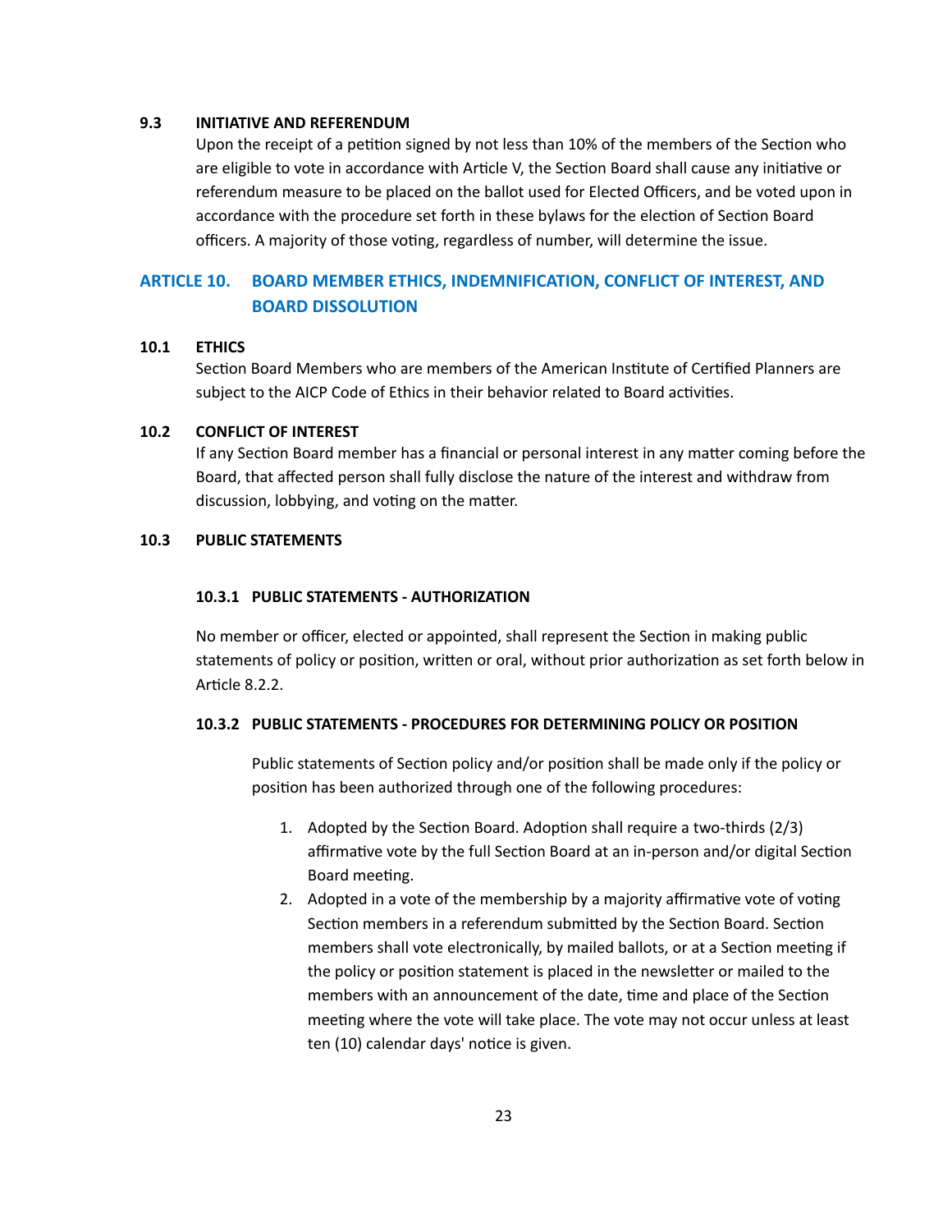**9.3 INITIATIVE AND REFERENDUM**

Upon the receipt of a petition signed by not less than 10% of the members of the Section who are eligible to vote in accordance with Article V, the Section Board shall cause any initiative or referendum measure to be placed on the ballot used for Elected Officers, and be voted upon in accordance with the procedure set forth in these bylaws for the election of Section Board officers. A majority of those voting, regardless of number, will determine the issue.

## ARTICLE 10. BOARD MEMBER ETHICS, INDEMNIFICATION, CONFLICT OF INTEREST, AND BOARD DISSOLUTION

**10.1 ETHICS**

Section Board Members who are members of the American Institute of Certified Planners are subject to the AICP Code of Ethics in their behavior related to Board activities.

**10.2 CONFLICT OF INTEREST**

If any Section Board member has a financial or personal interest in any matter coming before the Board, that affected person shall fully disclose the nature of the interest and withdraw from discussion, lobbying, and voting on the matter.

**10.3 PUBLIC STATEMENTS**

**10.3.1 PUBLIC STATEMENTS - AUTHORIZATION**

No member or officer, elected or appointed, shall represent the Section in making public statements of policy or position, written or oral, without prior authorization as set forth below in Article 8.2.2.

**10.3.2 PUBLIC STATEMENTS - PROCEDURES FOR DETERMINING POLICY OR POSITION**

Public statements of Section policy and/or position shall be made only if the policy or position has been authorized through one of the following procedures:

1. Adopted by the Section Board. Adoption shall require a two-thirds (2/3) affirmative vote by the full Section Board at an in-person and/or digital Section Board meeting.
2. Adopted in a vote of the membership by a majority affirmative vote of voting Section members in a referendum submitted by the Section Board. Section members shall vote electronically, by mailed ballots, or at a Section meeting if the policy or position statement is placed in the newsletter or mailed to the members with an announcement of the date, time and place of the Section meeting where the vote will take place. The vote may not occur unless at least ten (10) calendar days' notice is given.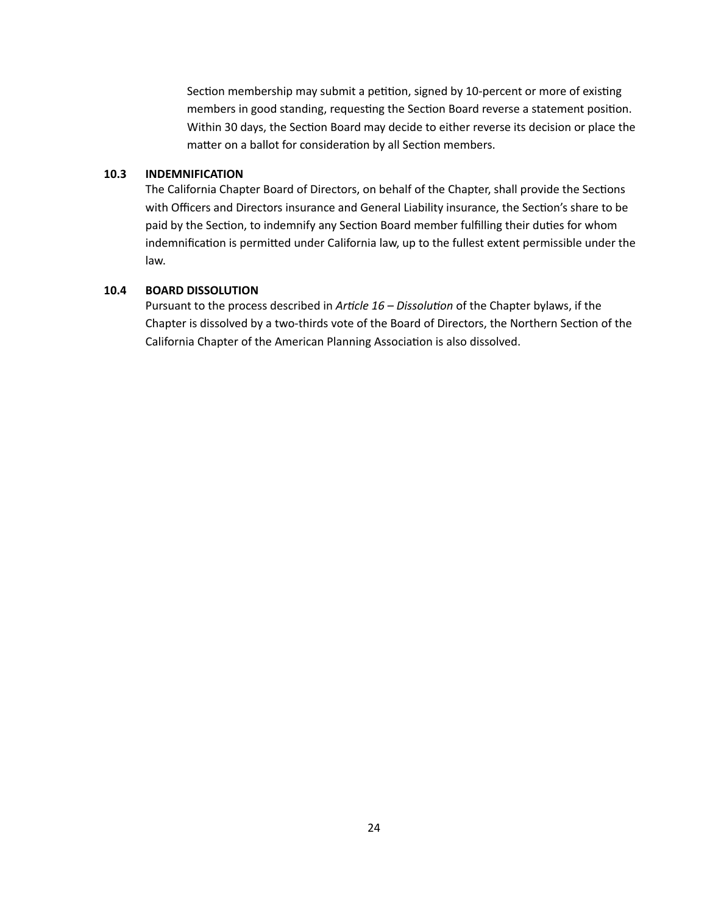Section membership may submit a petition, signed by 10-percent or more of existing members in good standing, requesting the Section Board reverse a statement position. Within 30 days, the Section Board may decide to either reverse its decision or place the matter on a ballot for consideration by all Section members.

### 10.3 INDEMNIFICATION

The California Chapter Board of Directors, on behalf of the Chapter, shall provide the Sections with Officers and Directors insurance and General Liability insurance, the Section's share to be paid by the Section, to indemnify any Section Board member fulfilling their duties for whom indemnification is permitted under California law, up to the fullest extent permissible under the law.

### 10.4 BOARD DISSOLUTION

Pursuant to the process described in *Article 16 – Dissolution* of the Chapter bylaws, if the Chapter is dissolved by a two-thirds vote of the Board of Directors, the Northern Section of the California Chapter of the American Planning Association is also dissolved.